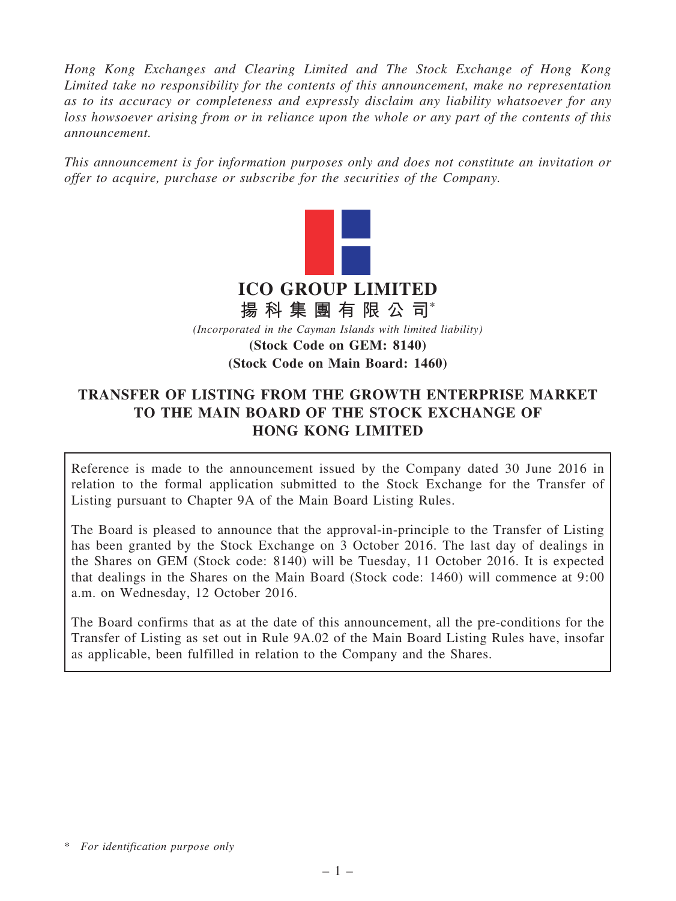*Hong Kong Exchanges and Clearing Limited and The Stock Exchange of Hong Kong Limited take no responsibility for the contents of this announcement, make no representation as to its accuracy or completeness and expressly disclaim any liability whatsoever for any loss howsoever arising from or in reliance upon the whole or any part of the contents of this announcement.*

*This announcement is for information purposes only and does not constitute an invitation or offer to acquire, purchase or subscribe for the securities of the Company.*

# ICO GROUP LIMITED

# 揚科集團有限公司*

*(Incorporated in the Cayman Islands with limited liability)*

**(Stock Code on GEM: 8140)**

**(Stock Code on Main Board: 1460)**

## TRANSFER OF LISTING FROM THE GROWTH ENTERPRISE MARKET TO THE MAIN BOARD OF THE STOCK EXCHANGE OF HONG KONG LIMITED

Reference is made to the announcement issued by the Company dated 30 June 2016 in relation to the formal application submitted to the Stock Exchange for the Transfer of Listing pursuant to Chapter 9A of the Main Board Listing Rules.

The Board is pleased to announce that the approval-in-principle to the Transfer of Listing has been granted by the Stock Exchange on 3 October 2016. The last day of dealings in the Shares on GEM (Stock code: 8140) will be Tuesday, 11 October 2016. It is expected that dealings in the Shares on the Main Board (Stock code: 1460) will commence at 9:00 a.m. on Wednesday, 12 October 2016.

The Board confirms that as at the date of this announcement, all the pre-conditions for the Transfer of Listing as set out in Rule 9A.02 of the Main Board Listing Rules have, insofar as applicable, been fulfilled in relation to the Company and the Shares.

\* *For identification purpose only*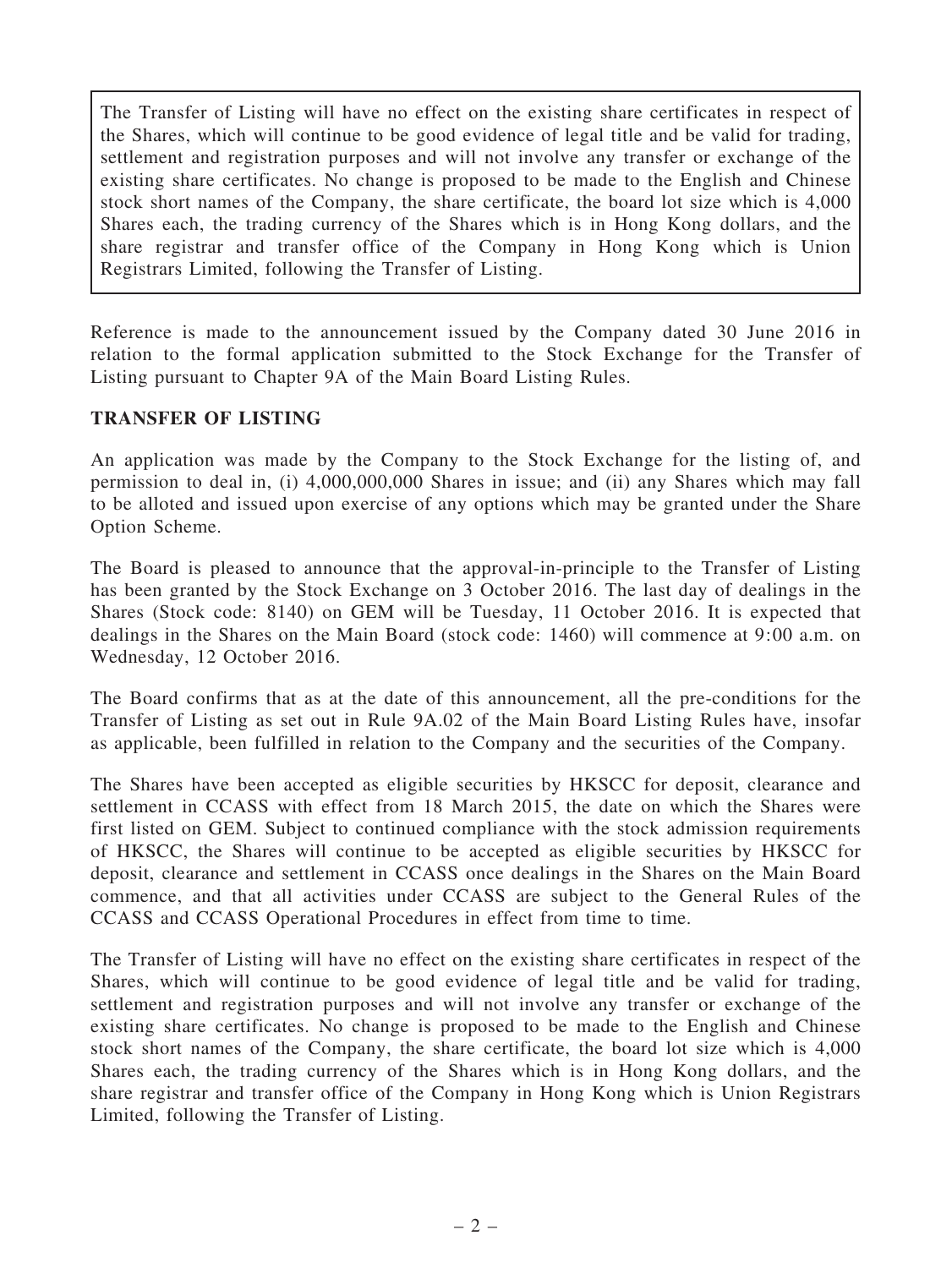The Transfer of Listing will have no effect on the existing share certificates in respect of the Shares, which will continue to be good evidence of legal title and be valid for trading, settlement and registration purposes and will not involve any transfer or exchange of the existing share certificates. No change is proposed to be made to the English and Chinese stock short names of the Company, the share certificate, the board lot size which is 4,000 Shares each, the trading currency of the Shares which is in Hong Kong dollars, and the share registrar and transfer office of the Company in Hong Kong which is Union Registrars Limited, following the Transfer of Listing.

Reference is made to the announcement issued by the Company dated 30 June 2016 in relation to the formal application submitted to the Stock Exchange for the Transfer of Listing pursuant to Chapter 9A of the Main Board Listing Rules.

**TRANSFER OF LISTING**

An application was made by the Company to the Stock Exchange for the listing of, and permission to deal in, (i) 4,000,000,000 Shares in issue; and (ii) any Shares which may fall to be alloted and issued upon exercise of any options which may be granted under the Share Option Scheme.

The Board is pleased to announce that the approval-in-principle to the Transfer of Listing has been granted by the Stock Exchange on 3 October 2016. The last day of dealings in the Shares (Stock code: 8140) on GEM will be Tuesday, 11 October 2016. It is expected that dealings in the Shares on the Main Board (stock code: 1460) will commence at 9:00 a.m. on Wednesday, 12 October 2016.

The Board confirms that as at the date of this announcement, all the pre-conditions for the Transfer of Listing as set out in Rule 9A.02 of the Main Board Listing Rules have, insofar as applicable, been fulfilled in relation to the Company and the securities of the Company.

The Shares have been accepted as eligible securities by HKSCC for deposit, clearance and settlement in CCASS with effect from 18 March 2015, the date on which the Shares were first listed on GEM. Subject to continued compliance with the stock admission requirements of HKSCC, the Shares will continue to be accepted as eligible securities by HKSCC for deposit, clearance and settlement in CCASS once dealings in the Shares on the Main Board commence, and that all activities under CCASS are subject to the General Rules of the CCASS and CCASS Operational Procedures in effect from time to time.

The Transfer of Listing will have no effect on the existing share certificates in respect of the Shares, which will continue to be good evidence of legal title and be valid for trading, settlement and registration purposes and will not involve any transfer or exchange of the existing share certificates. No change is proposed to be made to the English and Chinese stock short names of the Company, the share certificate, the board lot size which is 4,000 Shares each, the trading currency of the Shares which is in Hong Kong dollars, and the share registrar and transfer office of the Company in Hong Kong which is Union Registrars Limited, following the Transfer of Listing.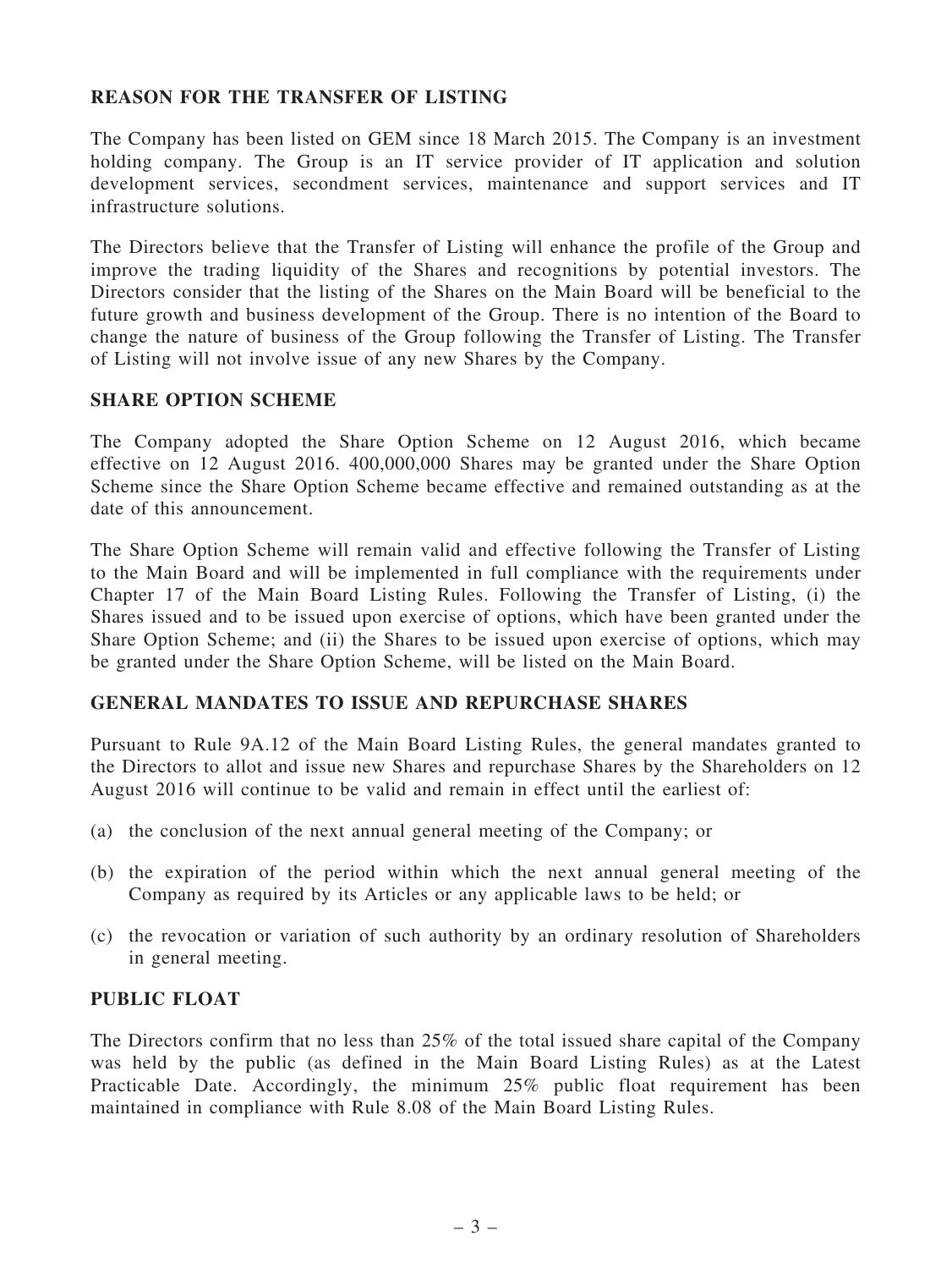## REASON FOR THE TRANSFER OF LISTING

The Company has been listed on GEM since 18 March 2015. The Company is an investment holding company. The Group is an IT service provider of IT application and solution development services, secondment services, maintenance and support services and IT infrastructure solutions.

The Directors believe that the Transfer of Listing will enhance the profile of the Group and improve the trading liquidity of the Shares and recognitions by potential investors. The Directors consider that the listing of the Shares on the Main Board will be beneficial to the future growth and business development of the Group. There is no intention of the Board to change the nature of business of the Group following the Transfer of Listing. The Transfer of Listing will not involve issue of any new Shares by the Company.

## SHARE OPTION SCHEME

The Company adopted the Share Option Scheme on 12 August 2016, which became effective on 12 August 2016. 400,000,000 Shares may be granted under the Share Option Scheme since the Share Option Scheme became effective and remained outstanding as at the date of this announcement.

The Share Option Scheme will remain valid and effective following the Transfer of Listing to the Main Board and will be implemented in full compliance with the requirements under Chapter 17 of the Main Board Listing Rules. Following the Transfer of Listing, (i) the Shares issued and to be issued upon exercise of options, which have been granted under the Share Option Scheme; and (ii) the Shares to be issued upon exercise of options, which may be granted under the Share Option Scheme, will be listed on the Main Board.

## GENERAL MANDATES TO ISSUE AND REPURCHASE SHARES

Pursuant to Rule 9A.12 of the Main Board Listing Rules, the general mandates granted to the Directors to allot and issue new Shares and repurchase Shares by the Shareholders on 12 August 2016 will continue to be valid and remain in effect until the earliest of:

(a) the conclusion of the next annual general meeting of the Company; or

(b) the expiration of the period within which the next annual general meeting of the Company as required by its Articles or any applicable laws to be held; or

(c) the revocation or variation of such authority by an ordinary resolution of Shareholders in general meeting.

## PUBLIC FLOAT

The Directors confirm that no less than 25% of the total issued share capital of the Company was held by the public (as defined in the Main Board Listing Rules) as at the Latest Practicable Date. Accordingly, the minimum 25% public float requirement has been maintained in compliance with Rule 8.08 of the Main Board Listing Rules.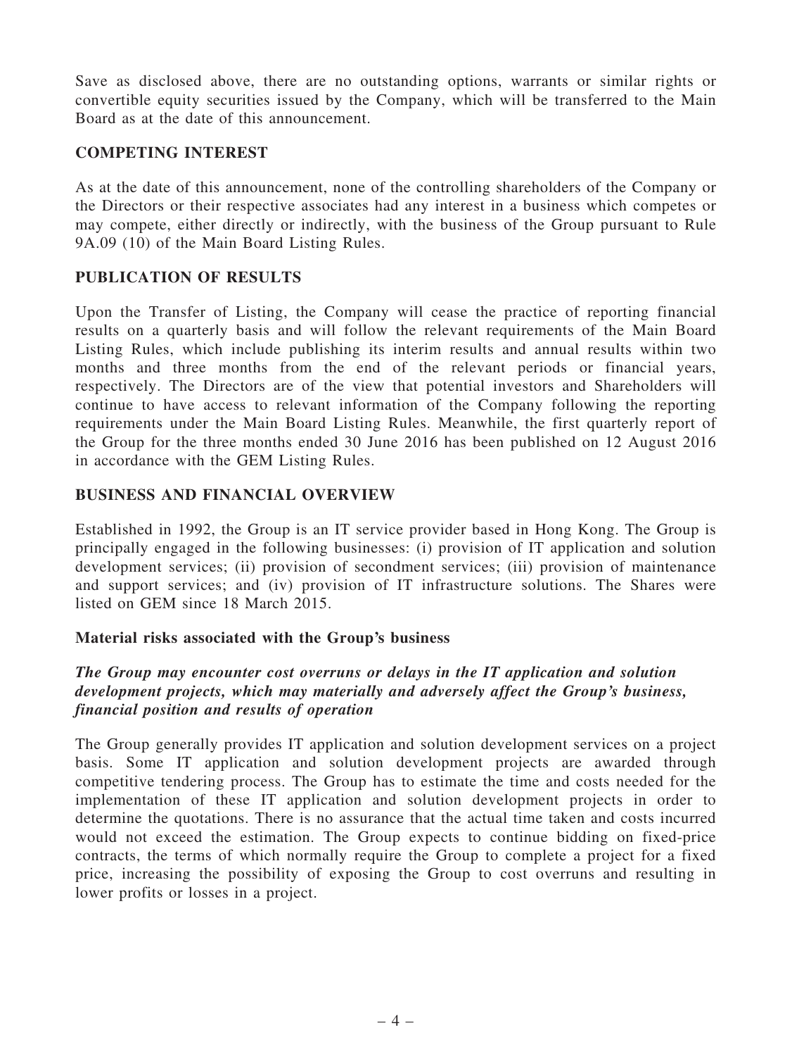Save as disclosed above, there are no outstanding options, warrants or similar rights or convertible equity securities issued by the Company, which will be transferred to the Main Board as at the date of this announcement.

## COMPETING INTEREST

As at the date of this announcement, none of the controlling shareholders of the Company or the Directors or their respective associates had any interest in a business which competes or may compete, either directly or indirectly, with the business of the Group pursuant to Rule 9A.09 (10) of the Main Board Listing Rules.

## PUBLICATION OF RESULTS

Upon the Transfer of Listing, the Company will cease the practice of reporting financial results on a quarterly basis and will follow the relevant requirements of the Main Board Listing Rules, which include publishing its interim results and annual results within two months and three months from the end of the relevant periods or financial years, respectively. The Directors are of the view that potential investors and Shareholders will continue to have access to relevant information of the Company following the reporting requirements under the Main Board Listing Rules. Meanwhile, the first quarterly report of the Group for the three months ended 30 June 2016 has been published on 12 August 2016 in accordance with the GEM Listing Rules.

## BUSINESS AND FINANCIAL OVERVIEW

Established in 1992, the Group is an IT service provider based in Hong Kong. The Group is principally engaged in the following businesses: (i) provision of IT application and solution development services; (ii) provision of secondment services; (iii) provision of maintenance and support services; and (iv) provision of IT infrastructure solutions. The Shares were listed on GEM since 18 March 2015.

### Material risks associated with the Group's business

***The Group may encounter cost overruns or delays in the IT application and solution development projects, which may materially and adversely affect the Group's business, financial position and results of operation***

The Group generally provides IT application and solution development services on a project basis. Some IT application and solution development projects are awarded through competitive tendering process. The Group has to estimate the time and costs needed for the implementation of these IT application and solution development projects in order to determine the quotations. There is no assurance that the actual time taken and costs incurred would not exceed the estimation. The Group expects to continue bidding on fixed-price contracts, the terms of which normally require the Group to complete a project for a fixed price, increasing the possibility of exposing the Group to cost overruns and resulting in lower profits or losses in a project.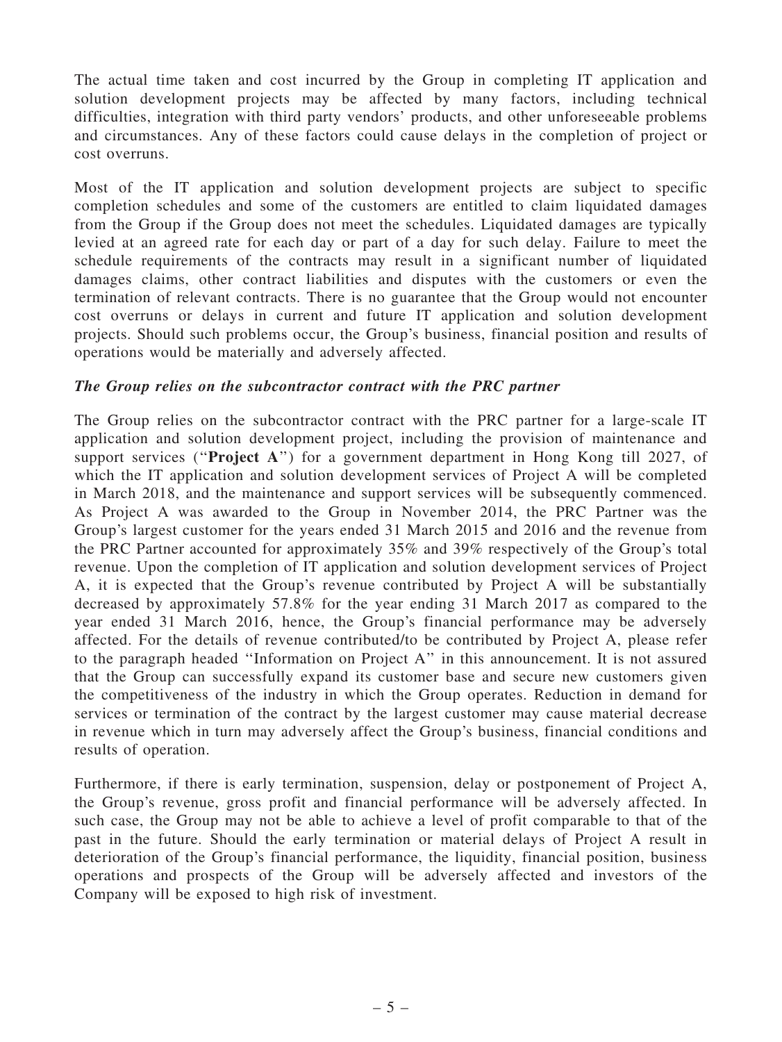The actual time taken and cost incurred by the Group in completing IT application and solution development projects may be affected by many factors, including technical difficulties, integration with third party vendors' products, and other unforeseeable problems and circumstances. Any of these factors could cause delays in the completion of project or cost overruns.

Most of the IT application and solution development projects are subject to specific completion schedules and some of the customers are entitled to claim liquidated damages from the Group if the Group does not meet the schedules. Liquidated damages are typically levied at an agreed rate for each day or part of a day for such delay. Failure to meet the schedule requirements of the contracts may result in a significant number of liquidated damages claims, other contract liabilities and disputes with the customers or even the termination of relevant contracts. There is no guarantee that the Group would not encounter cost overruns or delays in current and future IT application and solution development projects. Should such problems occur, the Group's business, financial position and results of operations would be materially and adversely affected.

***The Group relies on the subcontractor contract with the PRC partner***

The Group relies on the subcontractor contract with the PRC partner for a large-scale IT application and solution development project, including the provision of maintenance and support services ("**Project A**") for a government department in Hong Kong till 2027, of which the IT application and solution development services of Project A will be completed in March 2018, and the maintenance and support services will be subsequently commenced. As Project A was awarded to the Group in November 2014, the PRC Partner was the Group's largest customer for the years ended 31 March 2015 and 2016 and the revenue from the PRC Partner accounted for approximately 35% and 39% respectively of the Group's total revenue. Upon the completion of IT application and solution development services of Project A, it is expected that the Group's revenue contributed by Project A will be substantially decreased by approximately 57.8% for the year ending 31 March 2017 as compared to the year ended 31 March 2016, hence, the Group's financial performance may be adversely affected. For the details of revenue contributed/to be contributed by Project A, please refer to the paragraph headed "Information on Project A" in this announcement. It is not assured that the Group can successfully expand its customer base and secure new customers given the competitiveness of the industry in which the Group operates. Reduction in demand for services or termination of the contract by the largest customer may cause material decrease in revenue which in turn may adversely affect the Group's business, financial conditions and results of operation.

Furthermore, if there is early termination, suspension, delay or postponement of Project A, the Group's revenue, gross profit and financial performance will be adversely affected. In such case, the Group may not be able to achieve a level of profit comparable to that of the past in the future. Should the early termination or material delays of Project A result in deterioration of the Group's financial performance, the liquidity, financial position, business operations and prospects of the Group will be adversely affected and investors of the Company will be exposed to high risk of investment.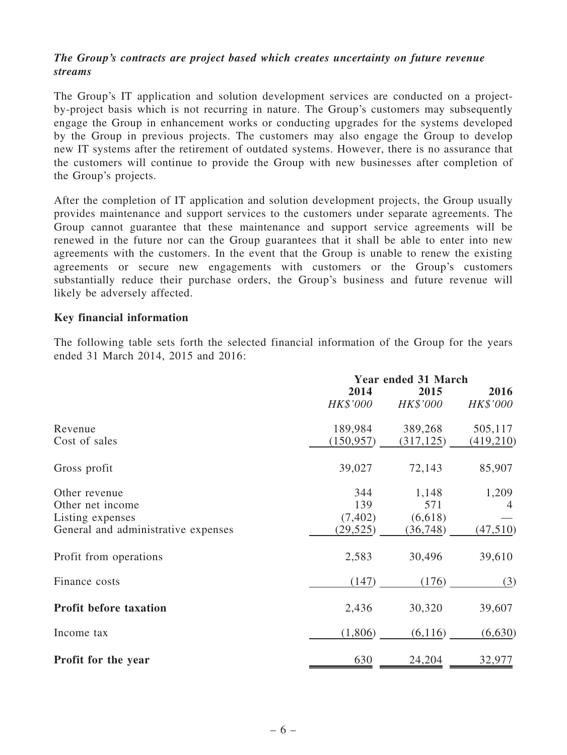***The Group's contracts are project based which creates uncertainty on future revenue streams***

The Group's IT application and solution development services are conducted on a project-by-project basis which is not recurring in nature. The Group's customers may subsequently engage the Group in enhancement works or conducting upgrades for the systems developed by the Group in previous projects. The customers may also engage the Group to develop new IT systems after the retirement of outdated systems. However, there is no assurance that the customers will continue to provide the Group with new businesses after completion of the Group's projects.

After the completion of IT application and solution development projects, the Group usually provides maintenance and support services to the customers under separate agreements. The Group cannot guarantee that these maintenance and support service agreements will be renewed in the future nor can the Group guarantees that it shall be able to enter into new agreements with the customers. In the event that the Group is unable to renew the existing agreements or secure new engagements with customers or the Group's customers substantially reduce their purchase orders, the Group's business and future revenue will likely be adversely affected.

**Key financial information**

The following table sets forth the selected financial information of the Group for the years ended 31 March 2014, 2015 and 2016:

| | Year ended 31 March | | |
|---|---|---|---|
| | **2014** | **2015** | **2016** |
| | *HK$'000* | *HK$'000* | *HK$'000* |
| Revenue | 189,984 | 389,268 | 505,117 |
| Cost of sales | (150,957) | (317,125) | (419,210) |
| Gross profit | 39,027 | 72,143 | 85,907 |
| Other revenue | 344 | 1,148 | 1,209 |
| Other net income | 139 | 571 | 4 |
| Listing expenses | (7,402) | (6,618) | — |
| General and administrative expenses | (29,525) | (36,748) | (47,510) |
| Profit from operations | 2,583 | 30,496 | 39,610 |
| Finance costs | (147) | (176) | (3) |
| **Profit before taxation** | 2,436 | 30,320 | 39,607 |
| Income tax | (1,806) | (6,116) | (6,630) |
| **Profit for the year** | 630 | 24,204 | 32,977 |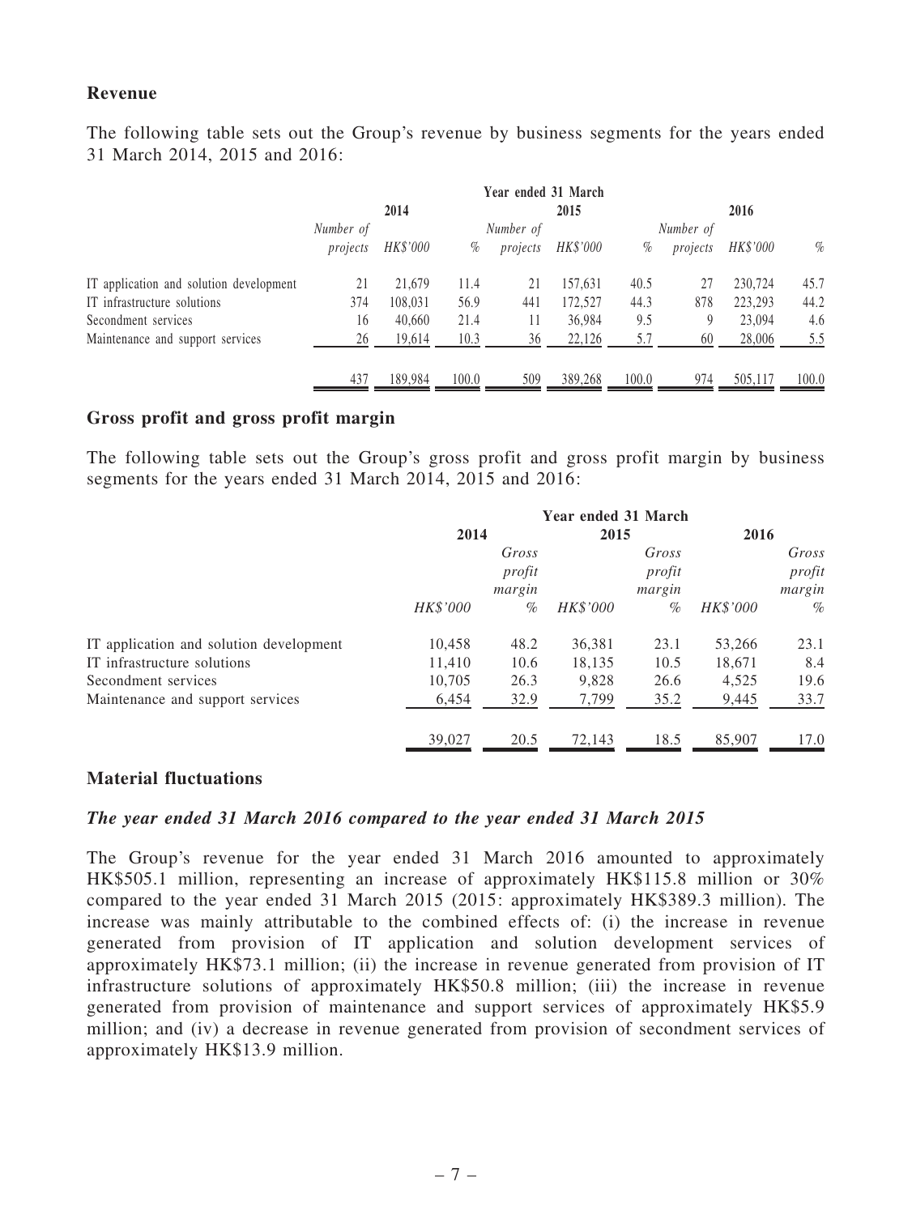### Revenue

The following table sets out the Group's revenue by business segments for the years ended 31 March 2014, 2015 and 2016:

| | Year ended 31 March | | | | | | | | |
|---|---|---|---|---|---|---|---|---|---|
| | 2014 | | | 2015 | | | 2016 | | |
| | *Number of projects* | *HK$'000* | *%* | *Number of projects* | *HK$'000* | *%* | *Number of projects* | *HK$'000* | *%* |
| IT application and solution development | 21 | 21,679 | 11.4 | 21 | 157,631 | 40.5 | 27 | 230,724 | 45.7 |
| IT infrastructure solutions | 374 | 108,031 | 56.9 | 441 | 172,527 | 44.3 | 878 | 223,293 | 44.2 |
| Secondment services | 16 | 40,660 | 21.4 | 11 | 36,984 | 9.5 | 9 | 23,094 | 4.6 |
| Maintenance and support services | 26 | 19,614 | 10.3 | 36 | 22,126 | 5.7 | 60 | 28,006 | 5.5 |
| | 437 | 189,984 | 100.0 | 509 | 389,268 | 100.0 | 974 | 505,117 | 100.0 |

### Gross profit and gross profit margin

The following table sets out the Group's gross profit and gross profit margin by business segments for the years ended 31 March 2014, 2015 and 2016:

| | Year ended 31 March | | | | | |
|---|---|---|---|---|---|---|
| | 2014 | | 2015 | | 2016 | |
| | *HK$'000* | *Gross profit margin %* | *HK$'000* | *Gross profit margin %* | *HK$'000* | *Gross profit margin %* |
| IT application and solution development | 10,458 | 48.2 | 36,381 | 23.1 | 53,266 | 23.1 |
| IT infrastructure solutions | 11,410 | 10.6 | 18,135 | 10.5 | 18,671 | 8.4 |
| Secondment services | 10,705 | 26.3 | 9,828 | 26.6 | 4,525 | 19.6 |
| Maintenance and support services | 6,454 | 32.9 | 7,799 | 35.2 | 9,445 | 33.7 |
| | 39,027 | 20.5 | 72,143 | 18.5 | 85,907 | 17.0 |

### Material fluctuations

***The year ended 31 March 2016 compared to the year ended 31 March 2015***

The Group's revenue for the year ended 31 March 2016 amounted to approximately HK$505.1 million, representing an increase of approximately HK$115.8 million or 30% compared to the year ended 31 March 2015 (2015: approximately HK$389.3 million). The increase was mainly attributable to the combined effects of: (i) the increase in revenue generated from provision of IT application and solution development services of approximately HK$73.1 million; (ii) the increase in revenue generated from provision of IT infrastructure solutions of approximately HK$50.8 million; (iii) the increase in revenue generated from provision of maintenance and support services of approximately HK$5.9 million; and (iv) a decrease in revenue generated from provision of secondment services of approximately HK$13.9 million.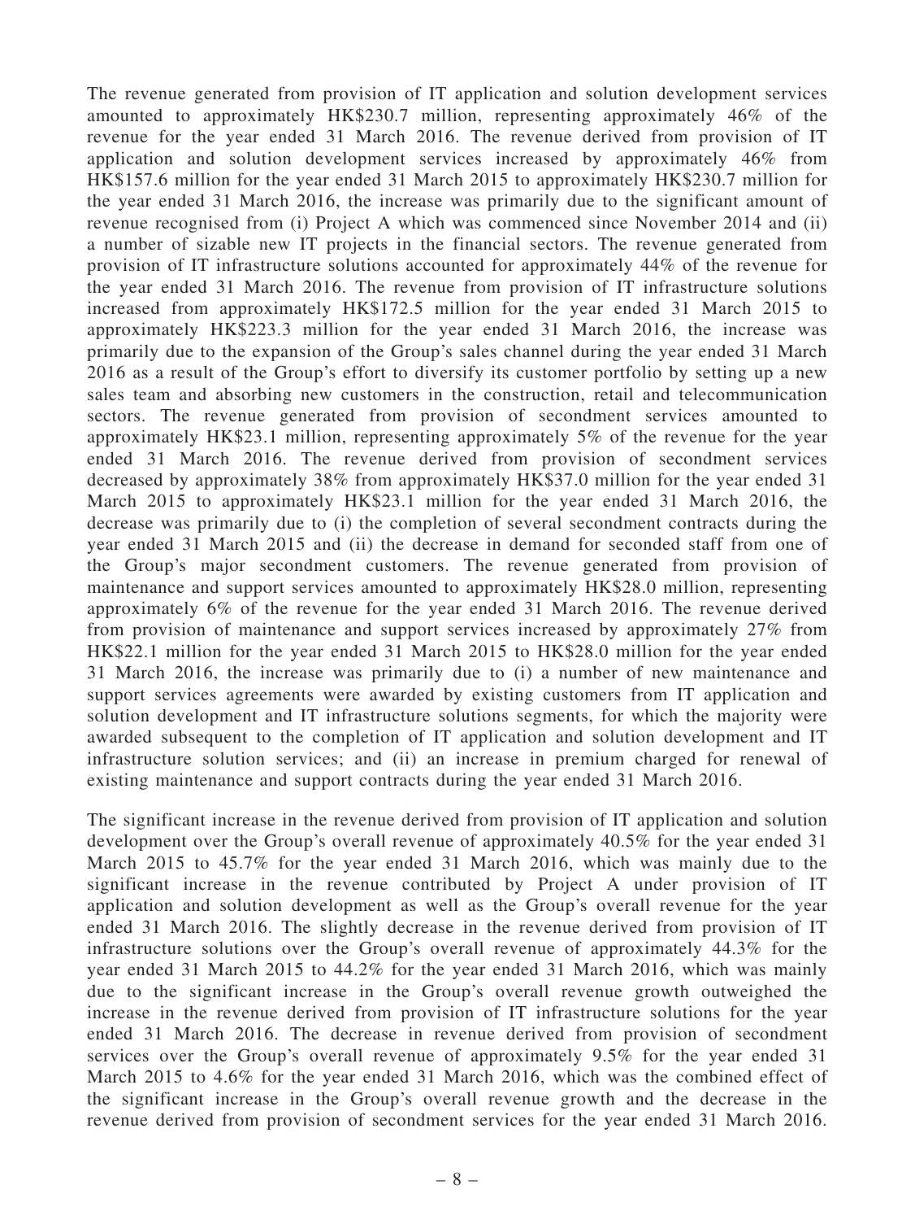The revenue generated from provision of IT application and solution development services amounted to approximately HK$230.7 million, representing approximately 46% of the revenue for the year ended 31 March 2016. The revenue derived from provision of IT application and solution development services increased by approximately 46% from HK$157.6 million for the year ended 31 March 2015 to approximately HK$230.7 million for the year ended 31 March 2016, the increase was primarily due to the significant amount of revenue recognised from (i) Project A which was commenced since November 2014 and (ii) a number of sizable new IT projects in the financial sectors. The revenue generated from provision of IT infrastructure solutions accounted for approximately 44% of the revenue for the year ended 31 March 2016. The revenue from provision of IT infrastructure solutions increased from approximately HK$172.5 million for the year ended 31 March 2015 to approximately HK$223.3 million for the year ended 31 March 2016, the increase was primarily due to the expansion of the Group's sales channel during the year ended 31 March 2016 as a result of the Group's effort to diversify its customer portfolio by setting up a new sales team and absorbing new customers in the construction, retail and telecommunication sectors. The revenue generated from provision of secondment services amounted to approximately HK$23.1 million, representing approximately 5% of the revenue for the year ended 31 March 2016. The revenue derived from provision of secondment services decreased by approximately 38% from approximately HK$37.0 million for the year ended 31 March 2015 to approximately HK$23.1 million for the year ended 31 March 2016, the decrease was primarily due to (i) the completion of several secondment contracts during the year ended 31 March 2015 and (ii) the decrease in demand for seconded staff from one of the Group's major secondment customers. The revenue generated from provision of maintenance and support services amounted to approximately HK$28.0 million, representing approximately 6% of the revenue for the year ended 31 March 2016. The revenue derived from provision of maintenance and support services increased by approximately 27% from HK$22.1 million for the year ended 31 March 2015 to HK$28.0 million for the year ended 31 March 2016, the increase was primarily due to (i) a number of new maintenance and support services agreements were awarded by existing customers from IT application and solution development and IT infrastructure solutions segments, for which the majority were awarded subsequent to the completion of IT application and solution development and IT infrastructure solution services; and (ii) an increase in premium charged for renewal of existing maintenance and support contracts during the year ended 31 March 2016.

The significant increase in the revenue derived from provision of IT application and solution development over the Group's overall revenue of approximately 40.5% for the year ended 31 March 2015 to 45.7% for the year ended 31 March 2016, which was mainly due to the significant increase in the revenue contributed by Project A under provision of IT application and solution development as well as the Group's overall revenue for the year ended 31 March 2016. The slightly decrease in the revenue derived from provision of IT infrastructure solutions over the Group's overall revenue of approximately 44.3% for the year ended 31 March 2015 to 44.2% for the year ended 31 March 2016, which was mainly due to the significant increase in the Group's overall revenue growth outweighed the increase in the revenue derived from provision of IT infrastructure solutions for the year ended 31 March 2016. The decrease in revenue derived from provision of secondment services over the Group's overall revenue of approximately 9.5% for the year ended 31 March 2015 to 4.6% for the year ended 31 March 2016, which was the combined effect of the significant increase in the Group's overall revenue growth and the decrease in the revenue derived from provision of secondment services for the year ended 31 March 2016.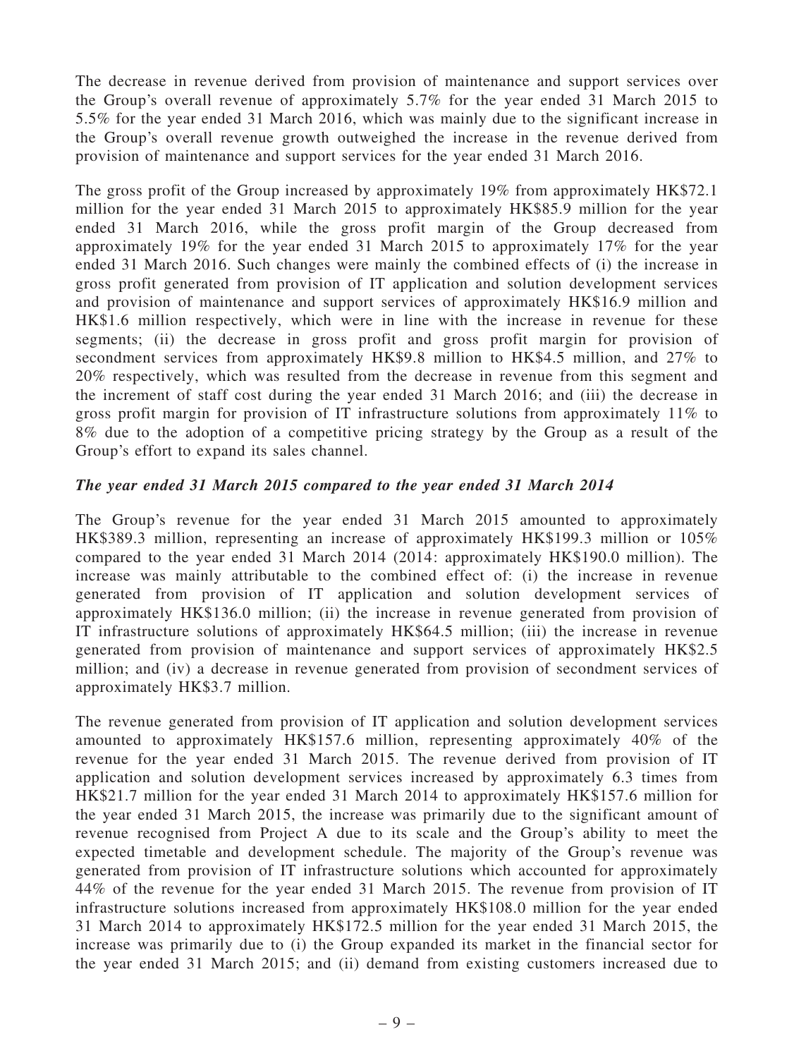The decrease in revenue derived from provision of maintenance and support services over the Group's overall revenue of approximately 5.7% for the year ended 31 March 2015 to 5.5% for the year ended 31 March 2016, which was mainly due to the significant increase in the Group's overall revenue growth outweighed the increase in the revenue derived from provision of maintenance and support services for the year ended 31 March 2016.

The gross profit of the Group increased by approximately 19% from approximately HK$72.1 million for the year ended 31 March 2015 to approximately HK$85.9 million for the year ended 31 March 2016, while the gross profit margin of the Group decreased from approximately 19% for the year ended 31 March 2015 to approximately 17% for the year ended 31 March 2016. Such changes were mainly the combined effects of (i) the increase in gross profit generated from provision of IT application and solution development services and provision of maintenance and support services of approximately HK$16.9 million and HK$1.6 million respectively, which were in line with the increase in revenue for these segments; (ii) the decrease in gross profit and gross profit margin for provision of secondment services from approximately HK$9.8 million to HK$4.5 million, and 27% to 20% respectively, which was resulted from the decrease in revenue from this segment and the increment of staff cost during the year ended 31 March 2016; and (iii) the decrease in gross profit margin for provision of IT infrastructure solutions from approximately 11% to 8% due to the adoption of a competitive pricing strategy by the Group as a result of the Group's effort to expand its sales channel.

***The year ended 31 March 2015 compared to the year ended 31 March 2014***

The Group's revenue for the year ended 31 March 2015 amounted to approximately HK$389.3 million, representing an increase of approximately HK$199.3 million or 105% compared to the year ended 31 March 2014 (2014: approximately HK$190.0 million). The increase was mainly attributable to the combined effect of: (i) the increase in revenue generated from provision of IT application and solution development services of approximately HK$136.0 million; (ii) the increase in revenue generated from provision of IT infrastructure solutions of approximately HK$64.5 million; (iii) the increase in revenue generated from provision of maintenance and support services of approximately HK$2.5 million; and (iv) a decrease in revenue generated from provision of secondment services of approximately HK$3.7 million.

The revenue generated from provision of IT application and solution development services amounted to approximately HK$157.6 million, representing approximately 40% of the revenue for the year ended 31 March 2015. The revenue derived from provision of IT application and solution development services increased by approximately 6.3 times from HK$21.7 million for the year ended 31 March 2014 to approximately HK$157.6 million for the year ended 31 March 2015, the increase was primarily due to the significant amount of revenue recognised from Project A due to its scale and the Group's ability to meet the expected timetable and development schedule. The majority of the Group's revenue was generated from provision of IT infrastructure solutions which accounted for approximately 44% of the revenue for the year ended 31 March 2015. The revenue from provision of IT infrastructure solutions increased from approximately HK$108.0 million for the year ended 31 March 2014 to approximately HK$172.5 million for the year ended 31 March 2015, the increase was primarily due to (i) the Group expanded its market in the financial sector for the year ended 31 March 2015; and (ii) demand from existing customers increased due to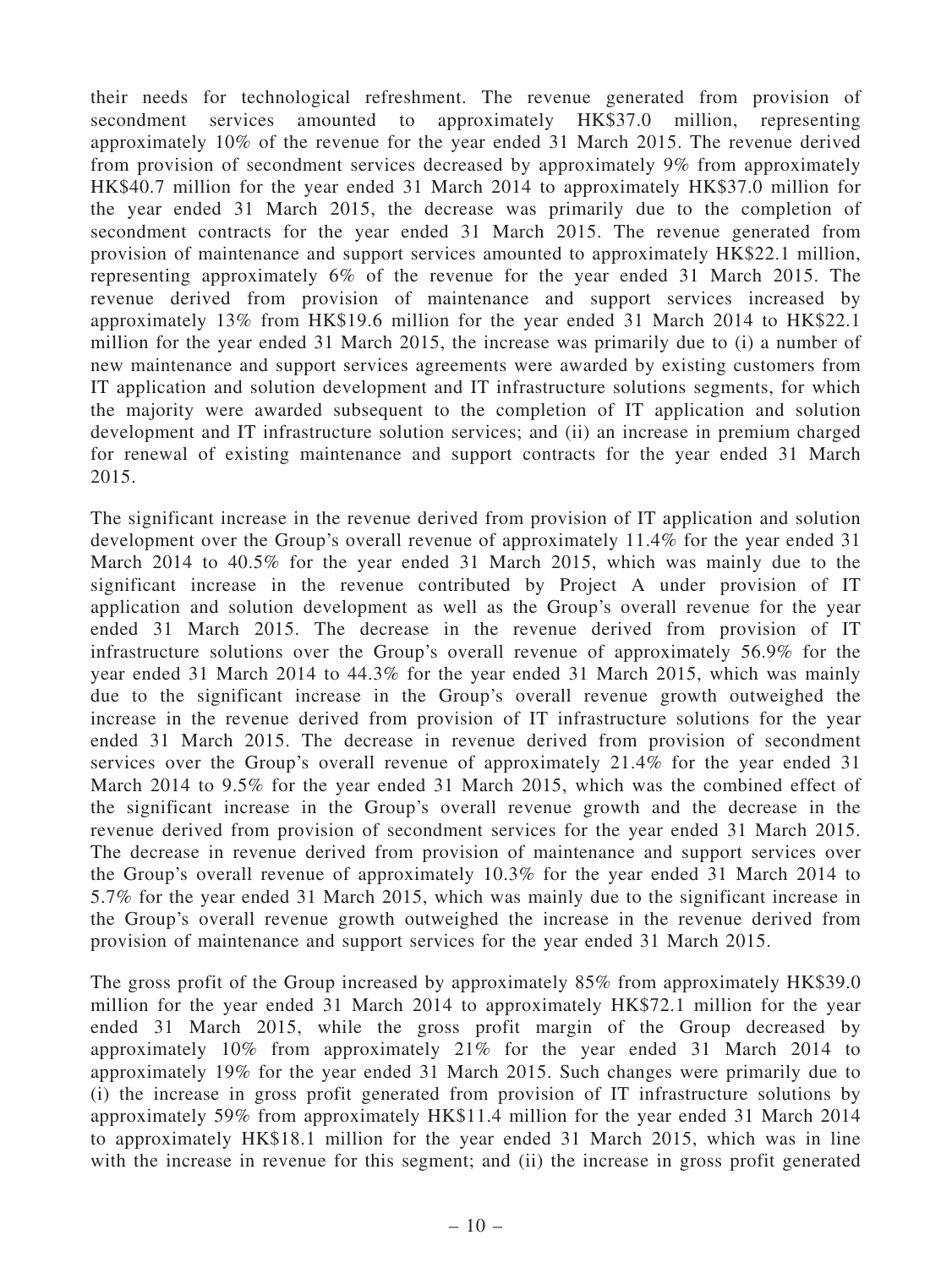their needs for technological refreshment. The revenue generated from provision of secondment services amounted to approximately HK$37.0 million, representing approximately 10% of the revenue for the year ended 31 March 2015. The revenue derived from provision of secondment services decreased by approximately 9% from approximately HK$40.7 million for the year ended 31 March 2014 to approximately HK$37.0 million for the year ended 31 March 2015, the decrease was primarily due to the completion of secondment contracts for the year ended 31 March 2015. The revenue generated from provision of maintenance and support services amounted to approximately HK$22.1 million, representing approximately 6% of the revenue for the year ended 31 March 2015. The revenue derived from provision of maintenance and support services increased by approximately 13% from HK$19.6 million for the year ended 31 March 2014 to HK$22.1 million for the year ended 31 March 2015, the increase was primarily due to (i) a number of new maintenance and support services agreements were awarded by existing customers from IT application and solution development and IT infrastructure solutions segments, for which the majority were awarded subsequent to the completion of IT application and solution development and IT infrastructure solution services; and (ii) an increase in premium charged for renewal of existing maintenance and support contracts for the year ended 31 March 2015.

The significant increase in the revenue derived from provision of IT application and solution development over the Group's overall revenue of approximately 11.4% for the year ended 31 March 2014 to 40.5% for the year ended 31 March 2015, which was mainly due to the significant increase in the revenue contributed by Project A under provision of IT application and solution development as well as the Group's overall revenue for the year ended 31 March 2015. The decrease in the revenue derived from provision of IT infrastructure solutions over the Group's overall revenue of approximately 56.9% for the year ended 31 March 2014 to 44.3% for the year ended 31 March 2015, which was mainly due to the significant increase in the Group's overall revenue growth outweighed the increase in the revenue derived from provision of IT infrastructure solutions for the year ended 31 March 2015. The decrease in revenue derived from provision of secondment services over the Group's overall revenue of approximately 21.4% for the year ended 31 March 2014 to 9.5% for the year ended 31 March 2015, which was the combined effect of the significant increase in the Group's overall revenue growth and the decrease in the revenue derived from provision of secondment services for the year ended 31 March 2015. The decrease in revenue derived from provision of maintenance and support services over the Group's overall revenue of approximately 10.3% for the year ended 31 March 2014 to 5.7% for the year ended 31 March 2015, which was mainly due to the significant increase in the Group's overall revenue growth outweighed the increase in the revenue derived from provision of maintenance and support services for the year ended 31 March 2015.

The gross profit of the Group increased by approximately 85% from approximately HK$39.0 million for the year ended 31 March 2014 to approximately HK$72.1 million for the year ended 31 March 2015, while the gross profit margin of the Group decreased by approximately 10% from approximately 21% for the year ended 31 March 2014 to approximately 19% for the year ended 31 March 2015. Such changes were primarily due to (i) the increase in gross profit generated from provision of IT infrastructure solutions by approximately 59% from approximately HK$11.4 million for the year ended 31 March 2014 to approximately HK$18.1 million for the year ended 31 March 2015, which was in line with the increase in revenue for this segment; and (ii) the increase in gross profit generated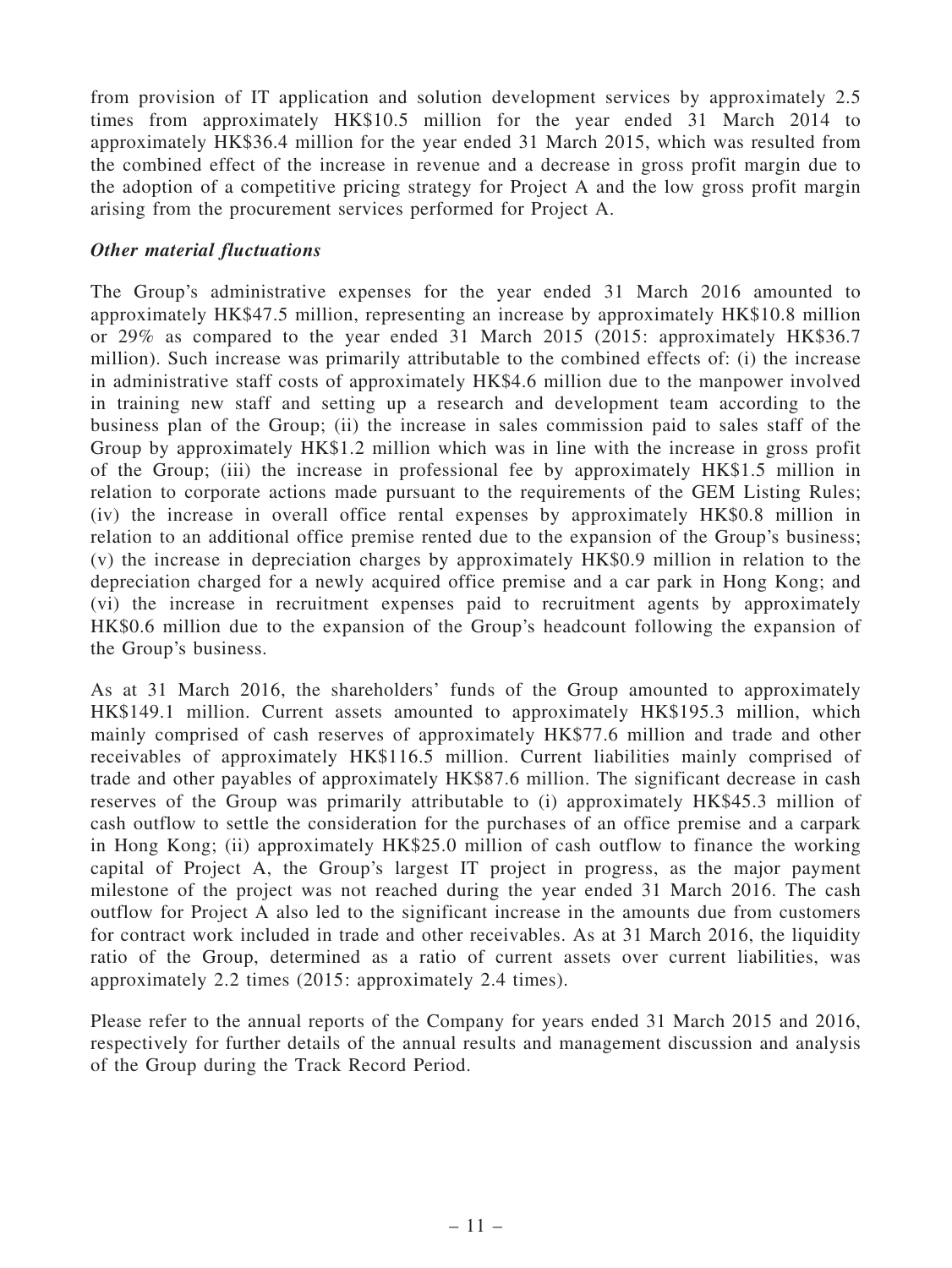from provision of IT application and solution development services by approximately 2.5 times from approximately HK$10.5 million for the year ended 31 March 2014 to approximately HK$36.4 million for the year ended 31 March 2015, which was resulted from the combined effect of the increase in revenue and a decrease in gross profit margin due to the adoption of a competitive pricing strategy for Project A and the low gross profit margin arising from the procurement services performed for Project A.

***Other material fluctuations***

The Group's administrative expenses for the year ended 31 March 2016 amounted to approximately HK$47.5 million, representing an increase by approximately HK$10.8 million or 29% as compared to the year ended 31 March 2015 (2015: approximately HK$36.7 million). Such increase was primarily attributable to the combined effects of: (i) the increase in administrative staff costs of approximately HK$4.6 million due to the manpower involved in training new staff and setting up a research and development team according to the business plan of the Group; (ii) the increase in sales commission paid to sales staff of the Group by approximately HK$1.2 million which was in line with the increase in gross profit of the Group; (iii) the increase in professional fee by approximately HK$1.5 million in relation to corporate actions made pursuant to the requirements of the GEM Listing Rules; (iv) the increase in overall office rental expenses by approximately HK$0.8 million in relation to an additional office premise rented due to the expansion of the Group's business; (v) the increase in depreciation charges by approximately HK$0.9 million in relation to the depreciation charged for a newly acquired office premise and a car park in Hong Kong; and (vi) the increase in recruitment expenses paid to recruitment agents by approximately HK$0.6 million due to the expansion of the Group's headcount following the expansion of the Group's business.

As at 31 March 2016, the shareholders' funds of the Group amounted to approximately HK$149.1 million. Current assets amounted to approximately HK$195.3 million, which mainly comprised of cash reserves of approximately HK$77.6 million and trade and other receivables of approximately HK$116.5 million. Current liabilities mainly comprised of trade and other payables of approximately HK$87.6 million. The significant decrease in cash reserves of the Group was primarily attributable to (i) approximately HK$45.3 million of cash outflow to settle the consideration for the purchases of an office premise and a carpark in Hong Kong; (ii) approximately HK$25.0 million of cash outflow to finance the working capital of Project A, the Group's largest IT project in progress, as the major payment milestone of the project was not reached during the year ended 31 March 2016. The cash outflow for Project A also led to the significant increase in the amounts due from customers for contract work included in trade and other receivables. As at 31 March 2016, the liquidity ratio of the Group, determined as a ratio of current assets over current liabilities, was approximately 2.2 times (2015: approximately 2.4 times).

Please refer to the annual reports of the Company for years ended 31 March 2015 and 2016, respectively for further details of the annual results and management discussion and analysis of the Group during the Track Record Period.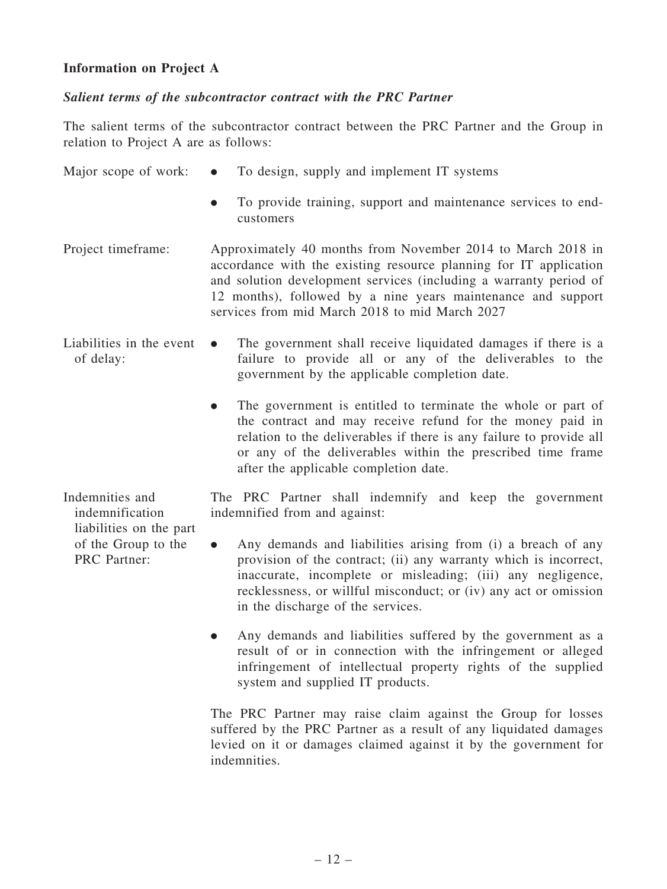**Information on Project A**

***Salient terms of the subcontractor contract with the PRC Partner***

The salient terms of the subcontractor contract between the PRC Partner and the Group in relation to Project A are as follows:

Major scope of work:

- To design, supply and implement IT systems
- To provide training, support and maintenance services to end-customers

Project timeframe:

Approximately 40 months from November 2014 to March 2018 in accordance with the existing resource planning for IT application and solution development services (including a warranty period of 12 months), followed by a nine years maintenance and support services from mid March 2018 to mid March 2027

Liabilities in the event of delay:

- The government shall receive liquidated damages if there is a failure to provide all or any of the deliverables to the government by the applicable completion date.
- The government is entitled to terminate the whole or part of the contract and may receive refund for the money paid in relation to the deliverables if there is any failure to provide all or any of the deliverables within the prescribed time frame after the applicable completion date.

Indemnities and indemnification liabilities on the part of the Group to the PRC Partner:

The PRC Partner shall indemnify and keep the government indemnified from and against:

- Any demands and liabilities arising from (i) a breach of any provision of the contract; (ii) any warranty which is incorrect, inaccurate, incomplete or misleading; (iii) any negligence, recklessness, or willful misconduct; or (iv) any act or omission in the discharge of the services.
- Any demands and liabilities suffered by the government as a result of or in connection with the infringement or alleged infringement of intellectual property rights of the supplied system and supplied IT products.

The PRC Partner may raise claim against the Group for losses suffered by the PRC Partner as a result of any liquidated damages levied on it or damages claimed against it by the government for indemnities.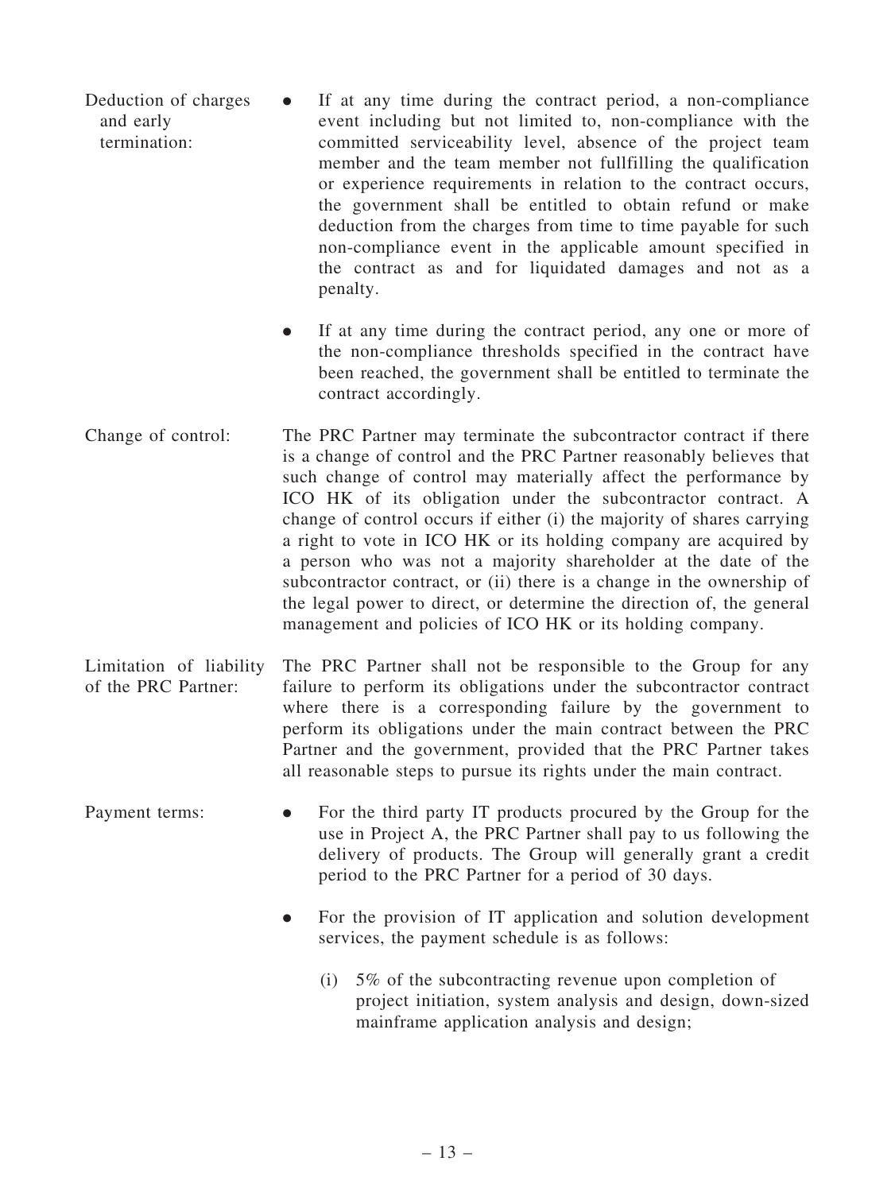Deduction of charges and early termination:

- If at any time during the contract period, a non-compliance event including but not limited to, non-compliance with the committed serviceability level, absence of the project team member and the team member not fullfilling the qualification or experience requirements in relation to the contract occurs, the government shall be entitled to obtain refund or make deduction from the charges from time to time payable for such non-compliance event in the applicable amount specified in the contract as and for liquidated damages and not as a penalty.
- If at any time during the contract period, any one or more of the non-compliance thresholds specified in the contract have been reached, the government shall be entitled to terminate the contract accordingly.

Change of control: The PRC Partner may terminate the subcontractor contract if there is a change of control and the PRC Partner reasonably believes that such change of control may materially affect the performance by ICO HK of its obligation under the subcontractor contract. A change of control occurs if either (i) the majority of shares carrying a right to vote in ICO HK or its holding company are acquired by a person who was not a majority shareholder at the date of the subcontractor contract, or (ii) there is a change in the ownership of the legal power to direct, or determine the direction of, the general management and policies of ICO HK or its holding company.

Limitation of liability of the PRC Partner: The PRC Partner shall not be responsible to the Group for any failure to perform its obligations under the subcontractor contract where there is a corresponding failure by the government to perform its obligations under the main contract between the PRC Partner and the government, provided that the PRC Partner takes all reasonable steps to pursue its rights under the main contract.

Payment terms:

- For the third party IT products procured by the Group for the use in Project A, the PRC Partner shall pay to us following the delivery of products. The Group will generally grant a credit period to the PRC Partner for a period of 30 days.
- For the provision of IT application and solution development services, the payment schedule is as follows:

  (i) 5% of the subcontracting revenue upon completion of project initiation, system analysis and design, down-sized mainframe application analysis and design;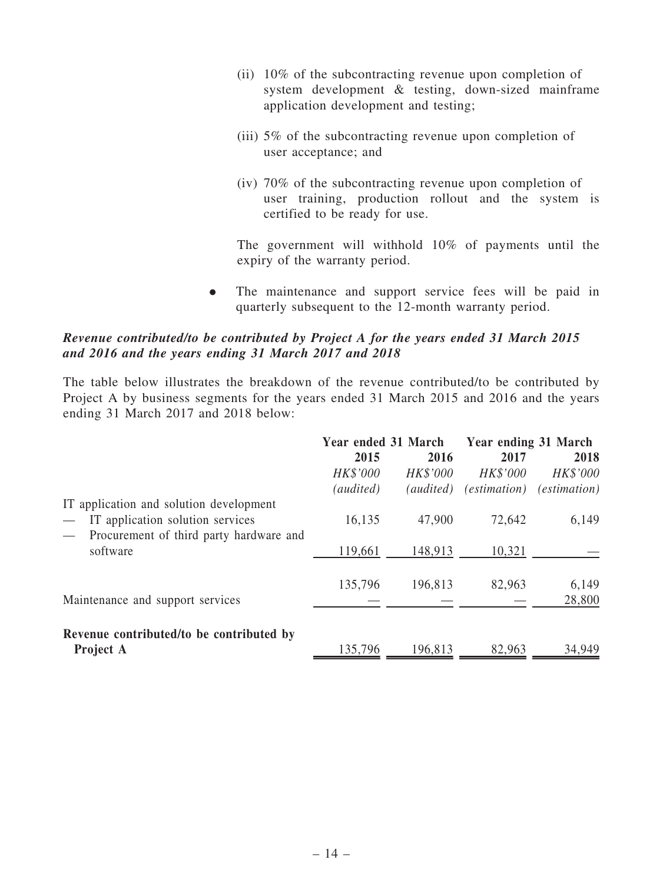(ii) 10% of the subcontracting revenue upon completion of system development & testing, down-sized mainframe application development and testing;

(iii) 5% of the subcontracting revenue upon completion of user acceptance; and

(iv) 70% of the subcontracting revenue upon completion of user training, production rollout and the system is certified to be ready for use.

The government will withhold 10% of payments until the expiry of the warranty period.

- The maintenance and support service fees will be paid in quarterly subsequent to the 12-month warranty period.

***Revenue contributed/to be contributed by Project A for the years ended 31 March 2015 and 2016 and the years ending 31 March 2017 and 2018***

The table below illustrates the breakdown of the revenue contributed/to be contributed by Project A by business segments for the years ended 31 March 2015 and 2016 and the years ending 31 March 2017 and 2018 below:

| | Year ended 31 March | | Year ending 31 March | |
|---|---|---|---|---|
| | **2015** | **2016** | **2017** | **2018** |
| | *HK$'000* | *HK$'000* | *HK$'000* | *HK$'000* |
| | *(audited)* | *(audited)* | *(estimation)* | *(estimation)* |
| IT application and solution development | | | | |
| — IT application solution services | 16,135 | 47,900 | 72,642 | 6,149 |
| — Procurement of third party hardware and software | 119,661 | 148,913 | 10,321 | — |
| | 135,796 | 196,813 | 82,963 | 6,149 |
| Maintenance and support services | — | — | — | 28,800 |
| **Revenue contributed/to be contributed by Project A** | 135,796 | 196,813 | 82,963 | 34,949 |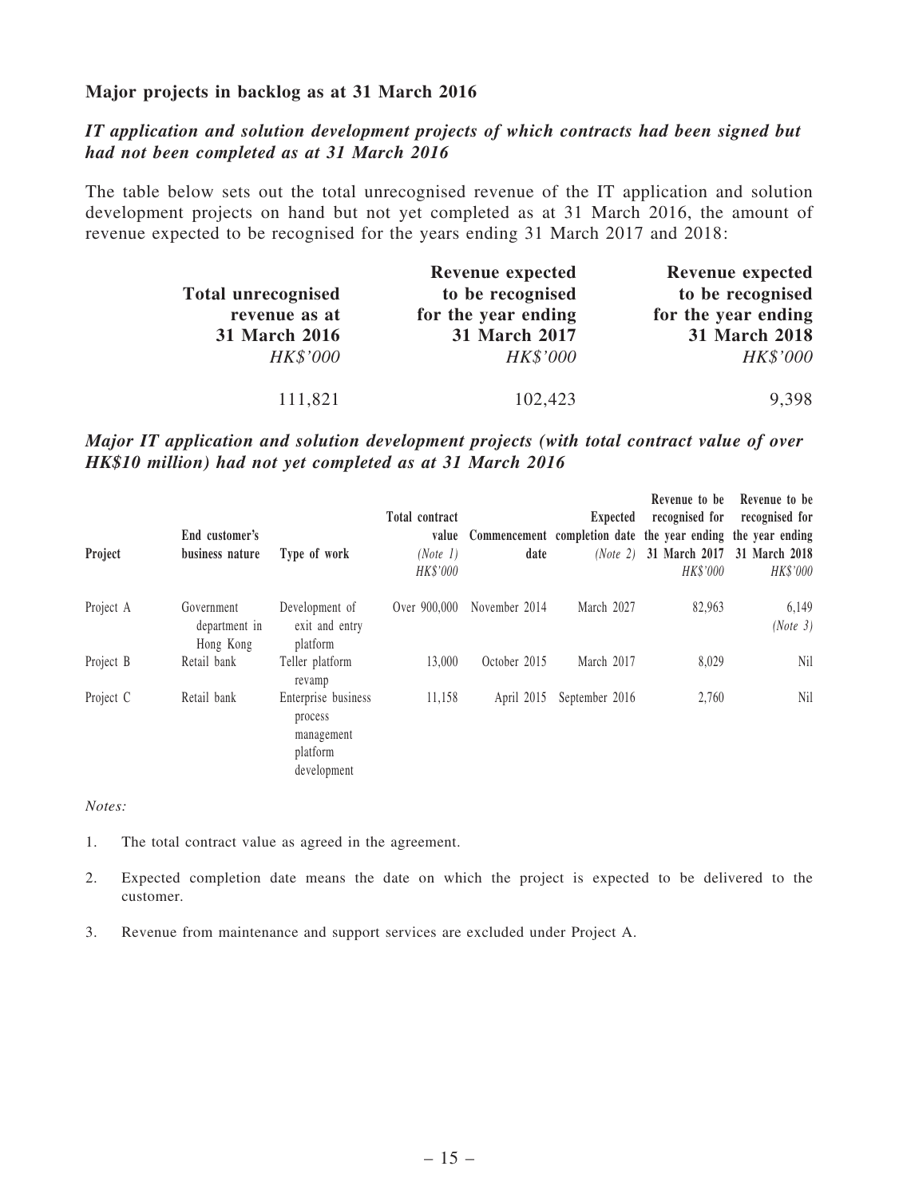## Major projects in backlog as at 31 March 2016

### *IT application and solution development projects of which contracts had been signed but had not been completed as at 31 March 2016*

The table below sets out the total unrecognised revenue of the IT application and solution development projects on hand but not yet completed as at 31 March 2016, the amount of revenue expected to be recognised for the years ending 31 March 2017 and 2018:

| Total unrecognised revenue as at 31 March 2016 | Revenue expected to be recognised for the year ending 31 March 2017 | Revenue expected to be recognised for the year ending 31 March 2018 |
|---|---|---|
| *HK$'000* | *HK$'000* | *HK$'000* |
| 111,821 | 102,423 | 9,398 |

### *Major IT application and solution development projects (with total contract value of over HK$10 million) had not yet completed as at 31 March 2016*

| Project | End customer's business nature | Type of work | Total contract value *(Note 1)* | Commencement date | Expected completion date *(Note 2)* | Revenue to be recognised for the year ending 31 March 2017 | Revenue to be recognised for the year ending 31 March 2018 |
|---|---|---|---|---|---|---|---|
| | | | *HK$'000* | | | *HK$'000* | *HK$'000* |
| Project A | Government department in Hong Kong | Development of exit and entry platform | Over 900,000 | November 2014 | March 2027 | 82,963 | 6,149 *(Note 3)* |
| Project B | Retail bank | Teller platform revamp | 13,000 | October 2015 | March 2017 | 8,029 | Nil |
| Project C | Retail bank | Enterprise business process management platform development | 11,158 | April 2015 | September 2016 | 2,760 | Nil |

*Notes:*

1. The total contract value as agreed in the agreement.
2. Expected completion date means the date on which the project is expected to be delivered to the customer.
3. Revenue from maintenance and support services are excluded under Project A.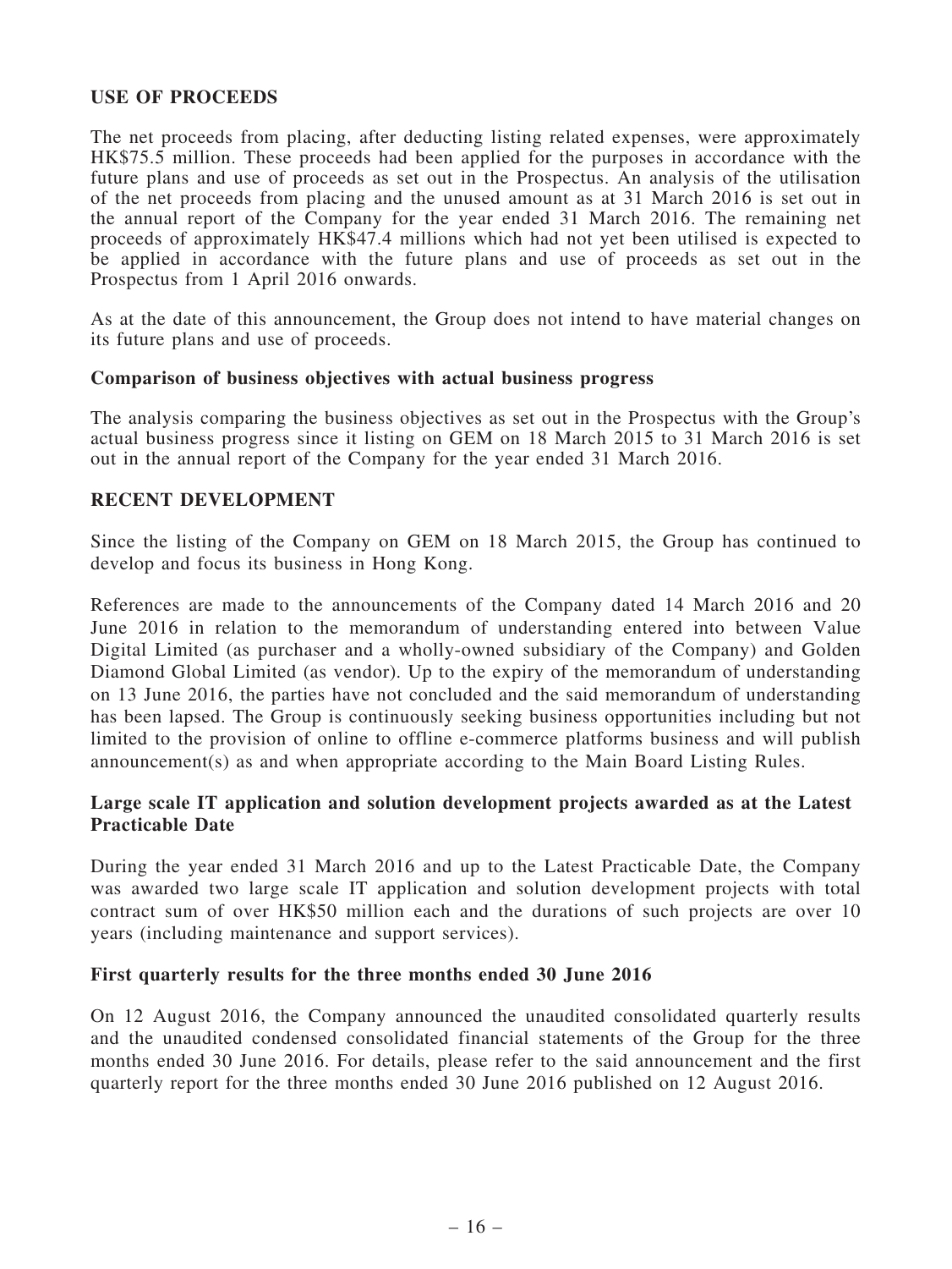## USE OF PROCEEDS

The net proceeds from placing, after deducting listing related expenses, were approximately HK$75.5 million. These proceeds had been applied for the purposes in accordance with the future plans and use of proceeds as set out in the Prospectus. An analysis of the utilisation of the net proceeds from placing and the unused amount as at 31 March 2016 is set out in the annual report of the Company for the year ended 31 March 2016. The remaining net proceeds of approximately HK$47.4 millions which had not yet been utilised is expected to be applied in accordance with the future plans and use of proceeds as set out in the Prospectus from 1 April 2016 onwards.

As at the date of this announcement, the Group does not intend to have material changes on its future plans and use of proceeds.

### Comparison of business objectives with actual business progress

The analysis comparing the business objectives as set out in the Prospectus with the Group's actual business progress since it listing on GEM on 18 March 2015 to 31 March 2016 is set out in the annual report of the Company for the year ended 31 March 2016.

## RECENT DEVELOPMENT

Since the listing of the Company on GEM on 18 March 2015, the Group has continued to develop and focus its business in Hong Kong.

References are made to the announcements of the Company dated 14 March 2016 and 20 June 2016 in relation to the memorandum of understanding entered into between Value Digital Limited (as purchaser and a wholly-owned subsidiary of the Company) and Golden Diamond Global Limited (as vendor). Up to the expiry of the memorandum of understanding on 13 June 2016, the parties have not concluded and the said memorandum of understanding has been lapsed. The Group is continuously seeking business opportunities including but not limited to the provision of online to offline e-commerce platforms business and will publish announcement(s) as and when appropriate according to the Main Board Listing Rules.

### Large scale IT application and solution development projects awarded as at the Latest Practicable Date

During the year ended 31 March 2016 and up to the Latest Practicable Date, the Company was awarded two large scale IT application and solution development projects with total contract sum of over HK$50 million each and the durations of such projects are over 10 years (including maintenance and support services).

### First quarterly results for the three months ended 30 June 2016

On 12 August 2016, the Company announced the unaudited consolidated quarterly results and the unaudited condensed consolidated financial statements of the Group for the three months ended 30 June 2016. For details, please refer to the said announcement and the first quarterly report for the three months ended 30 June 2016 published on 12 August 2016.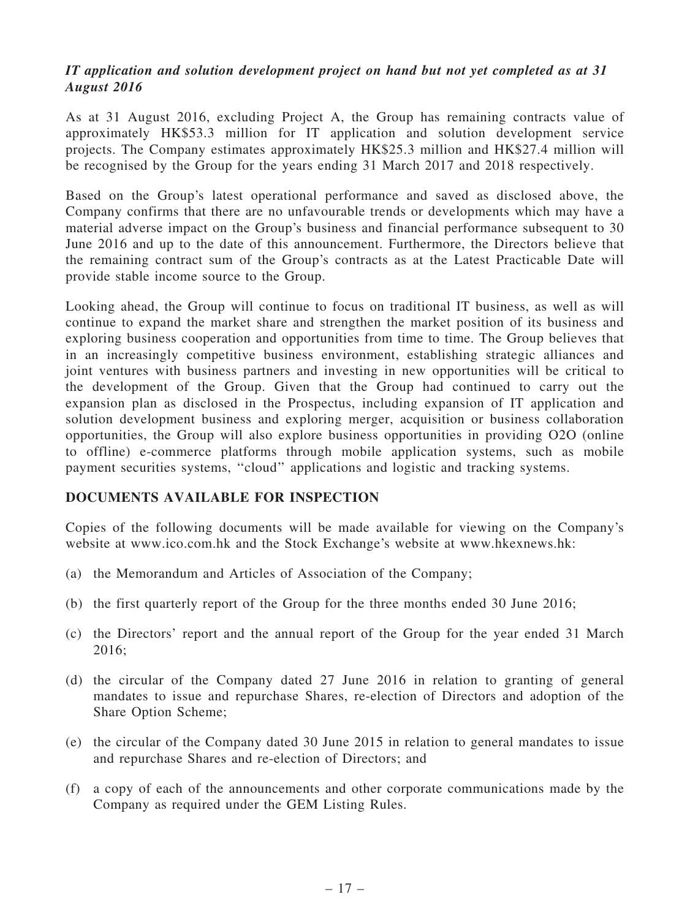***IT application and solution development project on hand but not yet completed as at 31 August 2016***

As at 31 August 2016, excluding Project A, the Group has remaining contracts value of approximately HK$53.3 million for IT application and solution development service projects. The Company estimates approximately HK$25.3 million and HK$27.4 million will be recognised by the Group for the years ending 31 March 2017 and 2018 respectively.

Based on the Group's latest operational performance and saved as disclosed above, the Company confirms that there are no unfavourable trends or developments which may have a material adverse impact on the Group's business and financial performance subsequent to 30 June 2016 and up to the date of this announcement. Furthermore, the Directors believe that the remaining contract sum of the Group's contracts as at the Latest Practicable Date will provide stable income source to the Group.

Looking ahead, the Group will continue to focus on traditional IT business, as well as will continue to expand the market share and strengthen the market position of its business and exploring business cooperation and opportunities from time to time. The Group believes that in an increasingly competitive business environment, establishing strategic alliances and joint ventures with business partners and investing in new opportunities will be critical to the development of the Group. Given that the Group had continued to carry out the expansion plan as disclosed in the Prospectus, including expansion of IT application and solution development business and exploring merger, acquisition or business collaboration opportunities, the Group will also explore business opportunities in providing O2O (online to offline) e-commerce platforms through mobile application systems, such as mobile payment securities systems, "cloud" applications and logistic and tracking systems.

## DOCUMENTS AVAILABLE FOR INSPECTION

Copies of the following documents will be made available for viewing on the Company's website at www.ico.com.hk and the Stock Exchange's website at www.hkexnews.hk:

(a) the Memorandum and Articles of Association of the Company;

(b) the first quarterly report of the Group for the three months ended 30 June 2016;

(c) the Directors' report and the annual report of the Group for the year ended 31 March 2016;

(d) the circular of the Company dated 27 June 2016 in relation to granting of general mandates to issue and repurchase Shares, re-election of Directors and adoption of the Share Option Scheme;

(e) the circular of the Company dated 30 June 2015 in relation to general mandates to issue and repurchase Shares and re-election of Directors; and

(f) a copy of each of the announcements and other corporate communications made by the Company as required under the GEM Listing Rules.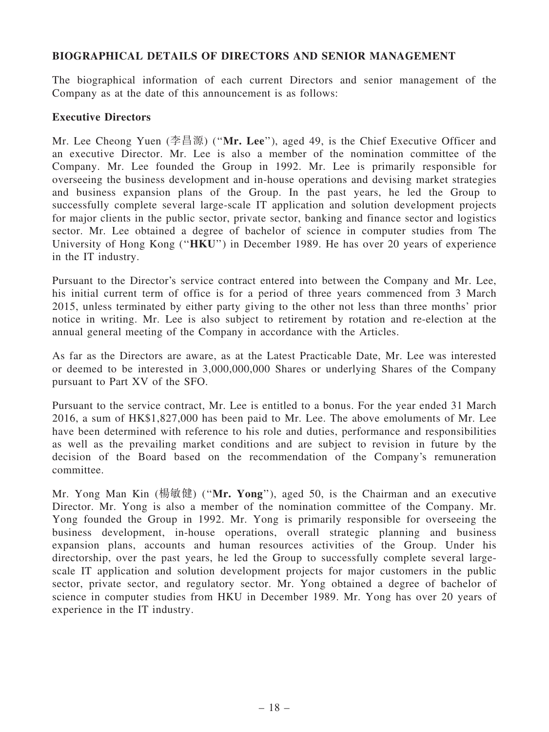## BIOGRAPHICAL DETAILS OF DIRECTORS AND SENIOR MANAGEMENT

The biographical information of each current Directors and senior management of the Company as at the date of this announcement is as follows:

### Executive Directors

Mr. Lee Cheong Yuen (李昌源) ("**Mr. Lee**"), aged 49, is the Chief Executive Officer and an executive Director. Mr. Lee is also a member of the nomination committee of the Company. Mr. Lee founded the Group in 1992. Mr. Lee is primarily responsible for overseeing the business development and in-house operations and devising market strategies and business expansion plans of the Group. In the past years, he led the Group to successfully complete several large-scale IT application and solution development projects for major clients in the public sector, private sector, banking and finance sector and logistics sector. Mr. Lee obtained a degree of bachelor of science in computer studies from The University of Hong Kong ("**HKU**") in December 1989. He has over 20 years of experience in the IT industry.

Pursuant to the Director's service contract entered into between the Company and Mr. Lee, his initial current term of office is for a period of three years commenced from 3 March 2015, unless terminated by either party giving to the other not less than three months' prior notice in writing. Mr. Lee is also subject to retirement by rotation and re-election at the annual general meeting of the Company in accordance with the Articles.

As far as the Directors are aware, as at the Latest Practicable Date, Mr. Lee was interested or deemed to be interested in 3,000,000,000 Shares or underlying Shares of the Company pursuant to Part XV of the SFO.

Pursuant to the service contract, Mr. Lee is entitled to a bonus. For the year ended 31 March 2016, a sum of HK$1,827,000 has been paid to Mr. Lee. The above emoluments of Mr. Lee have been determined with reference to his role and duties, performance and responsibilities as well as the prevailing market conditions and are subject to revision in future by the decision of the Board based on the recommendation of the Company's remuneration committee.

Mr. Yong Man Kin (楊敏健) ("**Mr. Yong**"), aged 50, is the Chairman and an executive Director. Mr. Yong is also a member of the nomination committee of the Company. Mr. Yong founded the Group in 1992. Mr. Yong is primarily responsible for overseeing the business development, in-house operations, overall strategic planning and business expansion plans, accounts and human resources activities of the Group. Under his directorship, over the past years, he led the Group to successfully complete several large-scale IT application and solution development projects for major customers in the public sector, private sector, and regulatory sector. Mr. Yong obtained a degree of bachelor of science in computer studies from HKU in December 1989. Mr. Yong has over 20 years of experience in the IT industry.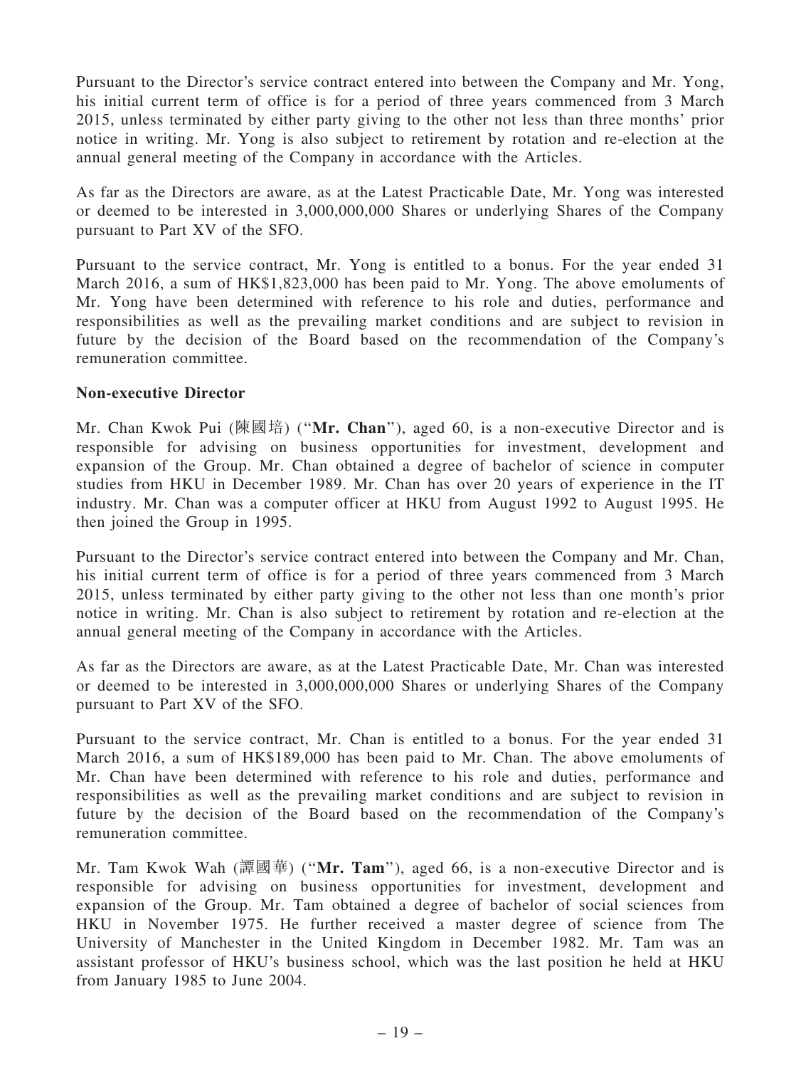Pursuant to the Director's service contract entered into between the Company and Mr. Yong, his initial current term of office is for a period of three years commenced from 3 March 2015, unless terminated by either party giving to the other not less than three months' prior notice in writing. Mr. Yong is also subject to retirement by rotation and re-election at the annual general meeting of the Company in accordance with the Articles.

As far as the Directors are aware, as at the Latest Practicable Date, Mr. Yong was interested or deemed to be interested in 3,000,000,000 Shares or underlying Shares of the Company pursuant to Part XV of the SFO.

Pursuant to the service contract, Mr. Yong is entitled to a bonus. For the year ended 31 March 2016, a sum of HK$1,823,000 has been paid to Mr. Yong. The above emoluments of Mr. Yong have been determined with reference to his role and duties, performance and responsibilities as well as the prevailing market conditions and are subject to revision in future by the decision of the Board based on the recommendation of the Company's remuneration committee.

**Non-executive Director**

Mr. Chan Kwok Pui (陳國培) ("**Mr. Chan**"), aged 60, is a non-executive Director and is responsible for advising on business opportunities for investment, development and expansion of the Group. Mr. Chan obtained a degree of bachelor of science in computer studies from HKU in December 1989. Mr. Chan has over 20 years of experience in the IT industry. Mr. Chan was a computer officer at HKU from August 1992 to August 1995. He then joined the Group in 1995.

Pursuant to the Director's service contract entered into between the Company and Mr. Chan, his initial current term of office is for a period of three years commenced from 3 March 2015, unless terminated by either party giving to the other not less than one month's prior notice in writing. Mr. Chan is also subject to retirement by rotation and re-election at the annual general meeting of the Company in accordance with the Articles.

As far as the Directors are aware, as at the Latest Practicable Date, Mr. Chan was interested or deemed to be interested in 3,000,000,000 Shares or underlying Shares of the Company pursuant to Part XV of the SFO.

Pursuant to the service contract, Mr. Chan is entitled to a bonus. For the year ended 31 March 2016, a sum of HK$189,000 has been paid to Mr. Chan. The above emoluments of Mr. Chan have been determined with reference to his role and duties, performance and responsibilities as well as the prevailing market conditions and are subject to revision in future by the decision of the Board based on the recommendation of the Company's remuneration committee.

Mr. Tam Kwok Wah (譚國華) ("**Mr. Tam**"), aged 66, is a non-executive Director and is responsible for advising on business opportunities for investment, development and expansion of the Group. Mr. Tam obtained a degree of bachelor of social sciences from HKU in November 1975. He further received a master degree of science from The University of Manchester in the United Kingdom in December 1982. Mr. Tam was an assistant professor of HKU's business school, which was the last position he held at HKU from January 1985 to June 2004.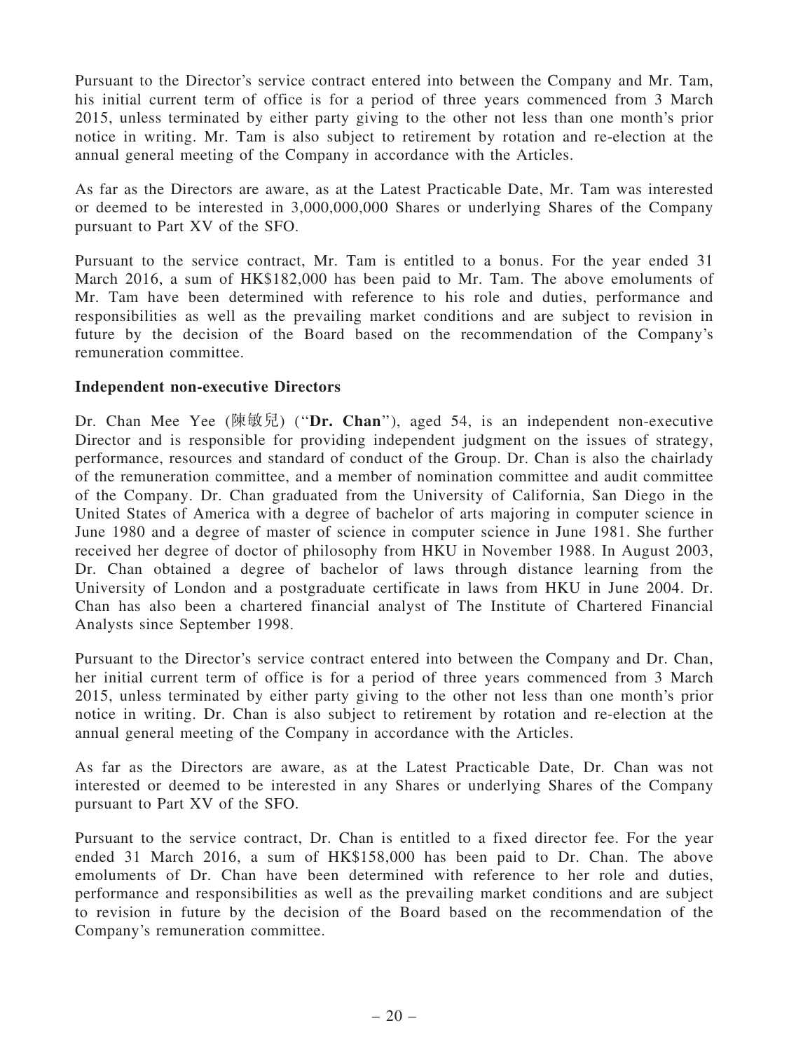Pursuant to the Director's service contract entered into between the Company and Mr. Tam, his initial current term of office is for a period of three years commenced from 3 March 2015, unless terminated by either party giving to the other not less than one month's prior notice in writing. Mr. Tam is also subject to retirement by rotation and re-election at the annual general meeting of the Company in accordance with the Articles.

As far as the Directors are aware, as at the Latest Practicable Date, Mr. Tam was interested or deemed to be interested in 3,000,000,000 Shares or underlying Shares of the Company pursuant to Part XV of the SFO.

Pursuant to the service contract, Mr. Tam is entitled to a bonus. For the year ended 31 March 2016, a sum of HK$182,000 has been paid to Mr. Tam. The above emoluments of Mr. Tam have been determined with reference to his role and duties, performance and responsibilities as well as the prevailing market conditions and are subject to revision in future by the decision of the Board based on the recommendation of the Company's remuneration committee.

**Independent non-executive Directors**

Dr. Chan Mee Yee (陳敏兒) ("**Dr. Chan**"), aged 54, is an independent non-executive Director and is responsible for providing independent judgment on the issues of strategy, performance, resources and standard of conduct of the Group. Dr. Chan is also the chairlady of the remuneration committee, and a member of nomination committee and audit committee of the Company. Dr. Chan graduated from the University of California, San Diego in the United States of America with a degree of bachelor of arts majoring in computer science in June 1980 and a degree of master of science in computer science in June 1981. She further received her degree of doctor of philosophy from HKU in November 1988. In August 2003, Dr. Chan obtained a degree of bachelor of laws through distance learning from the University of London and a postgraduate certificate in laws from HKU in June 2004. Dr. Chan has also been a chartered financial analyst of The Institute of Chartered Financial Analysts since September 1998.

Pursuant to the Director's service contract entered into between the Company and Dr. Chan, her initial current term of office is for a period of three years commenced from 3 March 2015, unless terminated by either party giving to the other not less than one month's prior notice in writing. Dr. Chan is also subject to retirement by rotation and re-election at the annual general meeting of the Company in accordance with the Articles.

As far as the Directors are aware, as at the Latest Practicable Date, Dr. Chan was not interested or deemed to be interested in any Shares or underlying Shares of the Company pursuant to Part XV of the SFO.

Pursuant to the service contract, Dr. Chan is entitled to a fixed director fee. For the year ended 31 March 2016, a sum of HK$158,000 has been paid to Dr. Chan. The above emoluments of Dr. Chan have been determined with reference to her role and duties, performance and responsibilities as well as the prevailing market conditions and are subject to revision in future by the decision of the Board based on the recommendation of the Company's remuneration committee.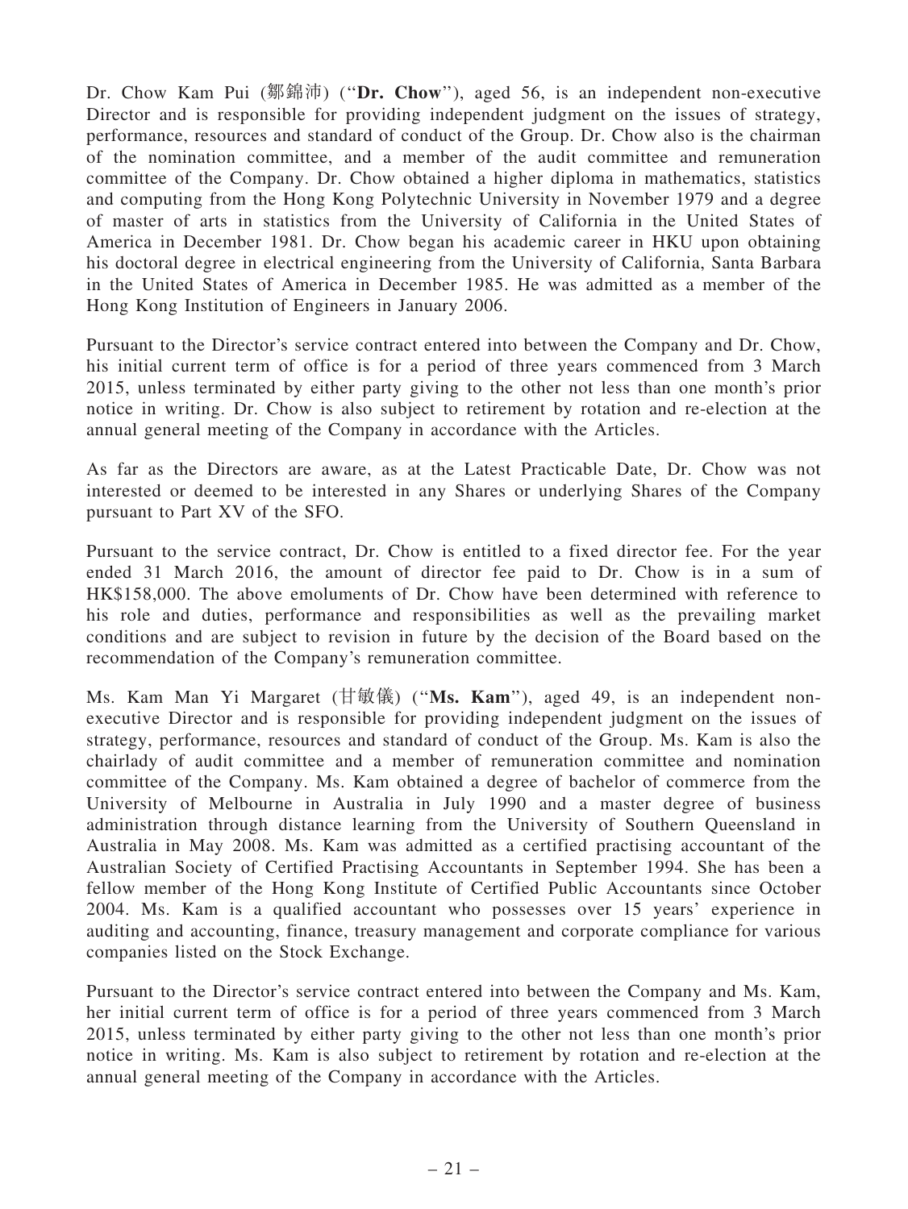Dr. Chow Kam Pui (鄒錦沛) ("**Dr. Chow**"), aged 56, is an independent non-executive Director and is responsible for providing independent judgment on the issues of strategy, performance, resources and standard of conduct of the Group. Dr. Chow also is the chairman of the nomination committee, and a member of the audit committee and remuneration committee of the Company. Dr. Chow obtained a higher diploma in mathematics, statistics and computing from the Hong Kong Polytechnic University in November 1979 and a degree of master of arts in statistics from the University of California in the United States of America in December 1981. Dr. Chow began his academic career in HKU upon obtaining his doctoral degree in electrical engineering from the University of California, Santa Barbara in the United States of America in December 1985. He was admitted as a member of the Hong Kong Institution of Engineers in January 2006.

Pursuant to the Director's service contract entered into between the Company and Dr. Chow, his initial current term of office is for a period of three years commenced from 3 March 2015, unless terminated by either party giving to the other not less than one month's prior notice in writing. Dr. Chow is also subject to retirement by rotation and re-election at the annual general meeting of the Company in accordance with the Articles.

As far as the Directors are aware, as at the Latest Practicable Date, Dr. Chow was not interested or deemed to be interested in any Shares or underlying Shares of the Company pursuant to Part XV of the SFO.

Pursuant to the service contract, Dr. Chow is entitled to a fixed director fee. For the year ended 31 March 2016, the amount of director fee paid to Dr. Chow is in a sum of HK$158,000. The above emoluments of Dr. Chow have been determined with reference to his role and duties, performance and responsibilities as well as the prevailing market conditions and are subject to revision in future by the decision of the Board based on the recommendation of the Company's remuneration committee.

Ms. Kam Man Yi Margaret (甘敏儀) ("**Ms. Kam**"), aged 49, is an independent non-executive Director and is responsible for providing independent judgment on the issues of strategy, performance, resources and standard of conduct of the Group. Ms. Kam is also the chairlady of audit committee and a member of remuneration committee and nomination committee of the Company. Ms. Kam obtained a degree of bachelor of commerce from the University of Melbourne in Australia in July 1990 and a master degree of business administration through distance learning from the University of Southern Queensland in Australia in May 2008. Ms. Kam was admitted as a certified practising accountant of the Australian Society of Certified Practising Accountants in September 1994. She has been a fellow member of the Hong Kong Institute of Certified Public Accountants since October 2004. Ms. Kam is a qualified accountant who possesses over 15 years' experience in auditing and accounting, finance, treasury management and corporate compliance for various companies listed on the Stock Exchange.

Pursuant to the Director's service contract entered into between the Company and Ms. Kam, her initial current term of office is for a period of three years commenced from 3 March 2015, unless terminated by either party giving to the other not less than one month's prior notice in writing. Ms. Kam is also subject to retirement by rotation and re-election at the annual general meeting of the Company in accordance with the Articles.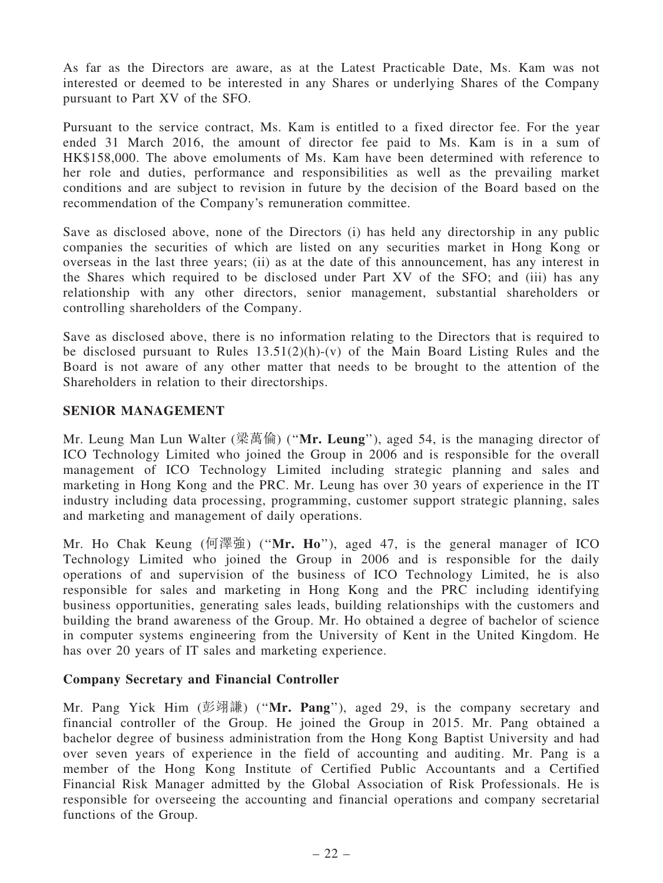As far as the Directors are aware, as at the Latest Practicable Date, Ms. Kam was not interested or deemed to be interested in any Shares or underlying Shares of the Company pursuant to Part XV of the SFO.

Pursuant to the service contract, Ms. Kam is entitled to a fixed director fee. For the year ended 31 March 2016, the amount of director fee paid to Ms. Kam is in a sum of HK$158,000. The above emoluments of Ms. Kam have been determined with reference to her role and duties, performance and responsibilities as well as the prevailing market conditions and are subject to revision in future by the decision of the Board based on the recommendation of the Company's remuneration committee.

Save as disclosed above, none of the Directors (i) has held any directorship in any public companies the securities of which are listed on any securities market in Hong Kong or overseas in the last three years; (ii) as at the date of this announcement, has any interest in the Shares which required to be disclosed under Part XV of the SFO; and (iii) has any relationship with any other directors, senior management, substantial shareholders or controlling shareholders of the Company.

Save as disclosed above, there is no information relating to the Directors that is required to be disclosed pursuant to Rules 13.51(2)(h)-(v) of the Main Board Listing Rules and the Board is not aware of any other matter that needs to be brought to the attention of the Shareholders in relation to their directorships.

## SENIOR MANAGEMENT

Mr. Leung Man Lun Walter (梁萬倫) ("**Mr. Leung**"), aged 54, is the managing director of ICO Technology Limited who joined the Group in 2006 and is responsible for the overall management of ICO Technology Limited including strategic planning and sales and marketing in Hong Kong and the PRC. Mr. Leung has over 30 years of experience in the IT industry including data processing, programming, customer support strategic planning, sales and marketing and management of daily operations.

Mr. Ho Chak Keung (何澤強) ("**Mr. Ho**"), aged 47, is the general manager of ICO Technology Limited who joined the Group in 2006 and is responsible for the daily operations of and supervision of the business of ICO Technology Limited, he is also responsible for sales and marketing in Hong Kong and the PRC including identifying business opportunities, generating sales leads, building relationships with the customers and building the brand awareness of the Group. Mr. Ho obtained a degree of bachelor of science in computer systems engineering from the University of Kent in the United Kingdom. He has over 20 years of IT sales and marketing experience.

### Company Secretary and Financial Controller

Mr. Pang Yick Him (彭翊謙) ("**Mr. Pang**"), aged 29, is the company secretary and financial controller of the Group. He joined the Group in 2015. Mr. Pang obtained a bachelor degree of business administration from the Hong Kong Baptist University and had over seven years of experience in the field of accounting and auditing. Mr. Pang is a member of the Hong Kong Institute of Certified Public Accountants and a Certified Financial Risk Manager admitted by the Global Association of Risk Professionals. He is responsible for overseeing the accounting and financial operations and company secretarial functions of the Group.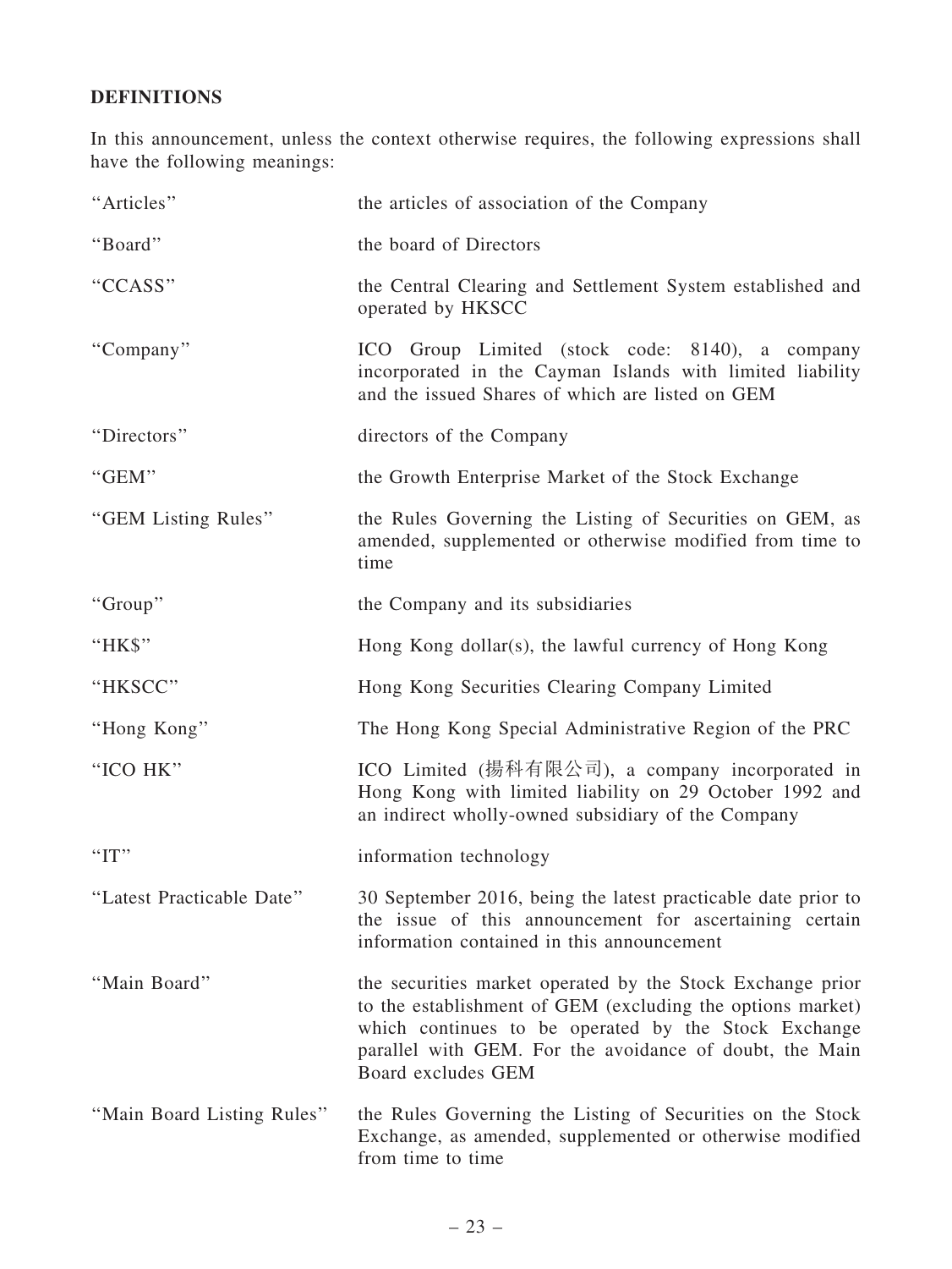## DEFINITIONS

In this announcement, unless the context otherwise requires, the following expressions shall have the following meanings:

| | |
|---|---|
| "Articles" | the articles of association of the Company |
| "Board" | the board of Directors |
| "CCASS" | the Central Clearing and Settlement System established and operated by HKSCC |
| "Company" | ICO Group Limited (stock code: 8140), a company incorporated in the Cayman Islands with limited liability and the issued Shares of which are listed on GEM |
| "Directors" | directors of the Company |
| "GEM" | the Growth Enterprise Market of the Stock Exchange |
| "GEM Listing Rules" | the Rules Governing the Listing of Securities on GEM, as amended, supplemented or otherwise modified from time to time |
| "Group" | the Company and its subsidiaries |
| "HK$" | Hong Kong dollar(s), the lawful currency of Hong Kong |
| "HKSCC" | Hong Kong Securities Clearing Company Limited |
| "Hong Kong" | The Hong Kong Special Administrative Region of the PRC |
| "ICO HK" | ICO Limited (揚科有限公司), a company incorporated in Hong Kong with limited liability on 29 October 1992 and an indirect wholly-owned subsidiary of the Company |
| "IT" | information technology |
| "Latest Practicable Date" | 30 September 2016, being the latest practicable date prior to the issue of this announcement for ascertaining certain information contained in this announcement |
| "Main Board" | the securities market operated by the Stock Exchange prior to the establishment of GEM (excluding the options market) which continues to be operated by the Stock Exchange parallel with GEM. For the avoidance of doubt, the Main Board excludes GEM |
| "Main Board Listing Rules" | the Rules Governing the Listing of Securities on the Stock Exchange, as amended, supplemented or otherwise modified from time to time |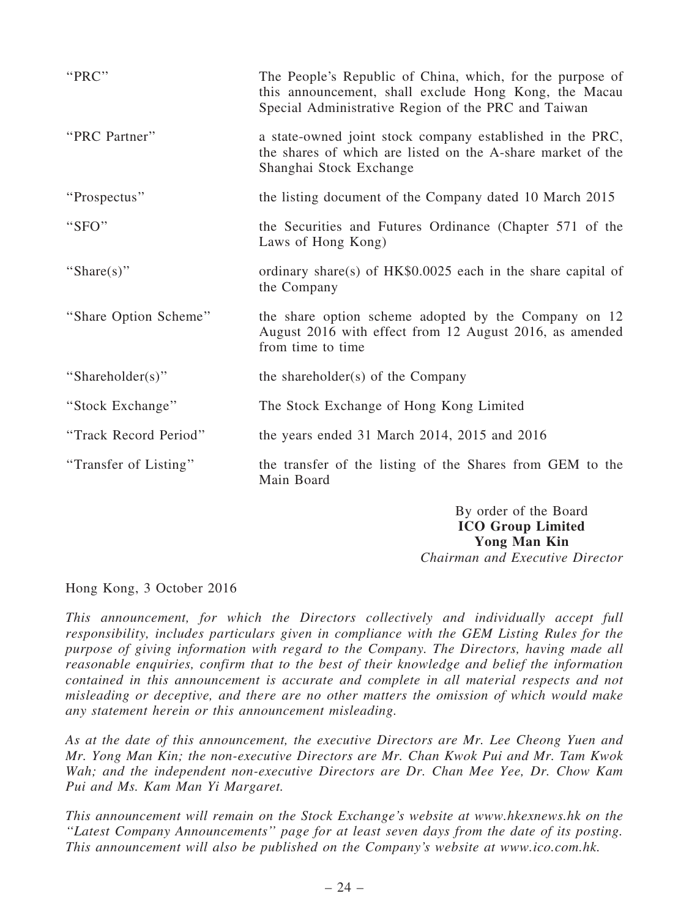| | |
|---|---|
| "PRC" | The People's Republic of China, which, for the purpose of this announcement, shall exclude Hong Kong, the Macau Special Administrative Region of the PRC and Taiwan |
| "PRC Partner" | a state-owned joint stock company established in the PRC, the shares of which are listed on the A-share market of the Shanghai Stock Exchange |
| "Prospectus" | the listing document of the Company dated 10 March 2015 |
| "SFO" | the Securities and Futures Ordinance (Chapter 571 of the Laws of Hong Kong) |
| "Share(s)" | ordinary share(s) of HK$0.0025 each in the share capital of the Company |
| "Share Option Scheme" | the share option scheme adopted by the Company on 12 August 2016 with effect from 12 August 2016, as amended from time to time |
| "Shareholder(s)" | the shareholder(s) of the Company |
| "Stock Exchange" | The Stock Exchange of Hong Kong Limited |
| "Track Record Period" | the years ended 31 March 2014, 2015 and 2016 |
| "Transfer of Listing" | the transfer of the listing of the Shares from GEM to the Main Board |

By order of the Board
**ICO Group Limited**
**Yong Man Kin**
*Chairman and Executive Director*

Hong Kong, 3 October 2016

*This announcement, for which the Directors collectively and individually accept full responsibility, includes particulars given in compliance with the GEM Listing Rules for the purpose of giving information with regard to the Company. The Directors, having made all reasonable enquiries, confirm that to the best of their knowledge and belief the information contained in this announcement is accurate and complete in all material respects and not misleading or deceptive, and there are no other matters the omission of which would make any statement herein or this announcement misleading.*

*As at the date of this announcement, the executive Directors are Mr. Lee Cheong Yuen and Mr. Yong Man Kin; the non-executive Directors are Mr. Chan Kwok Pui and Mr. Tam Kwok Wah; and the independent non-executive Directors are Dr. Chan Mee Yee, Dr. Chow Kam Pui and Ms. Kam Man Yi Margaret.*

*This announcement will remain on the Stock Exchange's website at www.hkexnews.hk on the "Latest Company Announcements" page for at least seven days from the date of its posting. This announcement will also be published on the Company's website at www.ico.com.hk.*